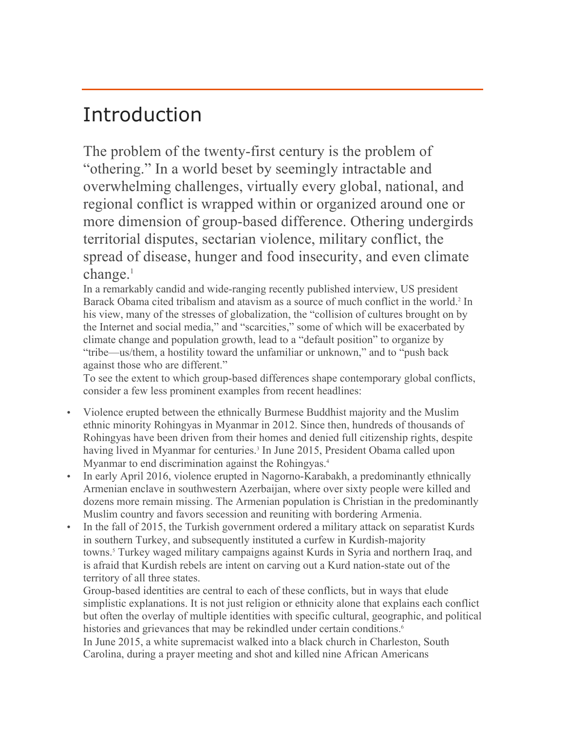# Introduction

The problem of the twenty-first century is the problem of "othering." In a world beset by seemingly intractable and overwhelming challenges, virtually every global, national, and regional conflict is wrapped within or organized around one or more dimension of group-based difference. Othering undergirds territorial disputes, sectarian violence, military conflict, the spread of disease, hunger and food insecurity, and even climate change.[1]

In a remarkably candid and wide-ranging recently published interview, US president Barack Obama cited tribalism and atavism as a source of much conflict in the world.[2] In his view, many of the stresses of globalization, the "collision of cultures brought on by the Internet and social media," and "scarcities," some of which will be exacerbated by climate change and population growth, lead to a "default position" to organize by "tribe—us/them, a hostility toward the unfamiliar or unknown," and to "push back against those who are different."

To see the extent to which group-based differences shape contemporary global conflicts, consider a few less prominent examples from recent headlines:

- Violence erupted between the ethnically Burmese Buddhist majority and the Muslim ethnic minority Rohingyas in Myanmar in 2012. Since then, hundreds of thousands of Rohingyas have been driven from their homes and denied full citizenship rights, despite having lived in Myanmar for centuries.[3] In June 2015, President Obama called upon Myanmar to end discrimination against the Rohingyas.[4]
- In early April 2016, violence erupted in Nagorno-Karabakh, a predominantly ethnically Armenian enclave in southwestern Azerbaijan, where over sixty people were killed and dozens more remain missing. The Armenian population is Christian in the predominantly Muslim country and favors secession and reuniting with bordering Armenia.
- In the fall of 2015, the Turkish government ordered a military attack on separatist Kurds in southern Turkey, and subsequently instituted a curfew in Kurdish-majority towns.[5] Turkey waged military campaigns against Kurds in Syria and northern Iraq, and is afraid that Kurdish rebels are intent on carving out a Kurd nation-state out of the territory of all three states.

Group-based identities are central to each of these conflicts, but in ways that elude simplistic explanations. It is not just religion or ethnicity alone that explains each conflict but often the overlay of multiple identities with specific cultural, geographic, and political histories and grievances that may be rekindled under certain conditions.[6]

In June 2015, a white supremacist walked into a black church in Charleston, South Carolina, during a prayer meeting and shot and killed nine African Americans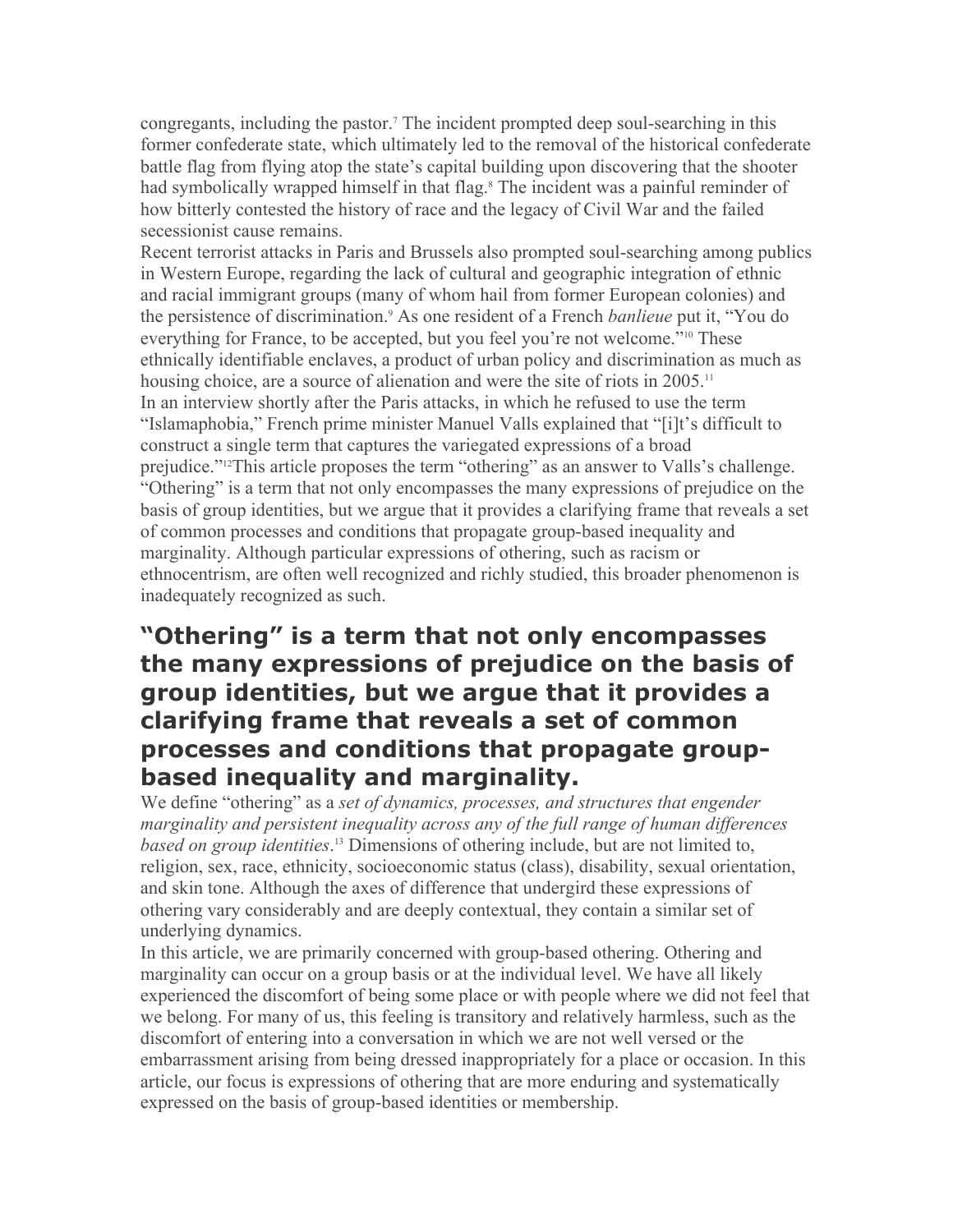congregants, including the pastor.[7] The incident prompted deep soul-searching in this former confederate state, which ultimately led to the removal of the historical confederate battle flag from flying atop the state's capital building upon discovering that the shooter had symbolically wrapped himself in that flag.[8] The incident was a painful reminder of how bitterly contested the history of race and the legacy of Civil War and the failed secessionist cause remains.

Recent terrorist attacks in Paris and Brussels also prompted soul-searching among publics in Western Europe, regarding the lack of cultural and geographic integration of ethnic and racial immigrant groups (many of whom hail from former European colonies) and the persistence of discrimination.[9] As one resident of a French *banlieue* put it, "You do everything for France, to be accepted, but you feel you're not welcome."[10] These ethnically identifiable enclaves, a product of urban policy and discrimination as much as housing choice, are a source of alienation and were the site of riots in 2005.[11]

In an interview shortly after the Paris attacks, in which he refused to use the term "Islamaphobia," French prime minister Manuel Valls explained that "[i]t's difficult to construct a single term that captures the variegated expressions of a broad prejudice."[12]This article proposes the term "othering" as an answer to Valls's challenge. "Othering" is a term that not only encompasses the many expressions of prejudice on the basis of group identities, but we argue that it provides a clarifying frame that reveals a set of common processes and conditions that propagate group-based inequality and marginality. Although particular expressions of othering, such as racism or ethnocentrism, are often well recognized and richly studied, this broader phenomenon is inadequately recognized as such.

## "Othering" is a term that not only encompasses the many expressions of prejudice on the basis of group identities, but we argue that it provides a clarifying frame that reveals a set of common processes and conditions that propagate group-based inequality and marginality.

We define "othering" as a *set of dynamics, processes, and structures that engender marginality and persistent inequality across any of the full range of human differences based on group identities*.[13] Dimensions of othering include, but are not limited to, religion, sex, race, ethnicity, socioeconomic status (class), disability, sexual orientation, and skin tone. Although the axes of difference that undergird these expressions of othering vary considerably and are deeply contextual, they contain a similar set of underlying dynamics.

In this article, we are primarily concerned with group-based othering. Othering and marginality can occur on a group basis or at the individual level. We have all likely experienced the discomfort of being some place or with people where we did not feel that we belong. For many of us, this feeling is transitory and relatively harmless, such as the discomfort of entering into a conversation in which we are not well versed or the embarrassment arising from being dressed inappropriately for a place or occasion. In this article, our focus is expressions of othering that are more enduring and systematically expressed on the basis of group-based identities or membership.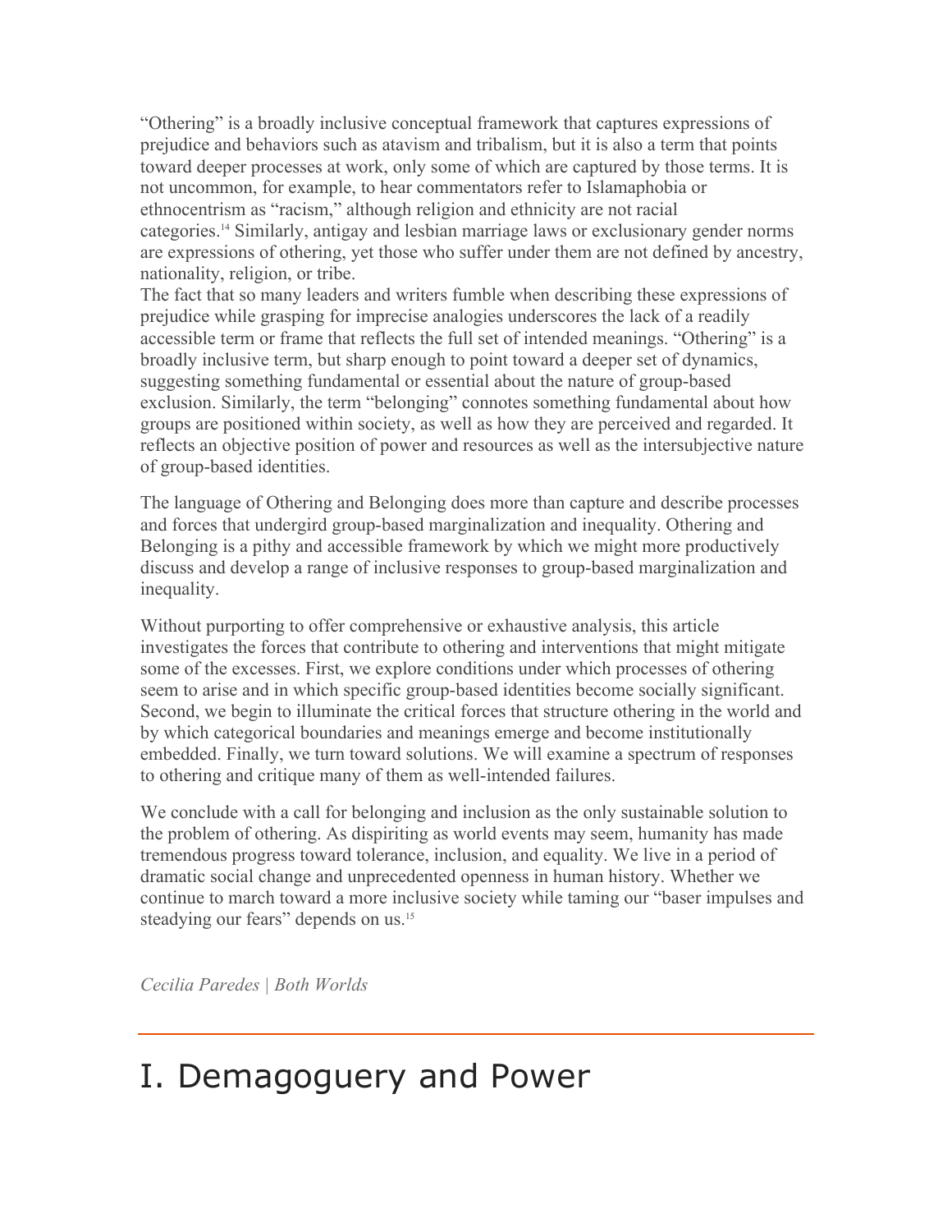"Othering" is a broadly inclusive conceptual framework that captures expressions of prejudice and behaviors such as atavism and tribalism, but it is also a term that points toward deeper processes at work, only some of which are captured by those terms. It is not uncommon, for example, to hear commentators refer to Islamaphobia or ethnocentrism as "racism," although religion and ethnicity are not racial categories.[14] Similarly, antigay and lesbian marriage laws or exclusionary gender norms are expressions of othering, yet those who suffer under them are not defined by ancestry, nationality, religion, or tribe.

The fact that so many leaders and writers fumble when describing these expressions of prejudice while grasping for imprecise analogies underscores the lack of a readily accessible term or frame that reflects the full set of intended meanings. "Othering" is a broadly inclusive term, but sharp enough to point toward a deeper set of dynamics, suggesting something fundamental or essential about the nature of group-based exclusion. Similarly, the term "belonging" connotes something fundamental about how groups are positioned within society, as well as how they are perceived and regarded. It reflects an objective position of power and resources as well as the intersubjective nature of group-based identities.

The language of Othering and Belonging does more than capture and describe processes and forces that undergird group-based marginalization and inequality. Othering and Belonging is a pithy and accessible framework by which we might more productively discuss and develop a range of inclusive responses to group-based marginalization and inequality.

Without purporting to offer comprehensive or exhaustive analysis, this article investigates the forces that contribute to othering and interventions that might mitigate some of the excesses. First, we explore conditions under which processes of othering seem to arise and in which specific group-based identities become socially significant. Second, we begin to illuminate the critical forces that structure othering in the world and by which categorical boundaries and meanings emerge and become institutionally embedded. Finally, we turn toward solutions. We will examine a spectrum of responses to othering and critique many of them as well-intended failures.

We conclude with a call for belonging and inclusion as the only sustainable solution to the problem of othering. As dispiriting as world events may seem, humanity has made tremendous progress toward tolerance, inclusion, and equality. We live in a period of dramatic social change and unprecedented openness in human history. Whether we continue to march toward a more inclusive society while taming our "baser impulses and steadying our fears" depends on us.[15]

*Cecilia Paredes | Both Worlds*

---

# I. Demagoguery and Power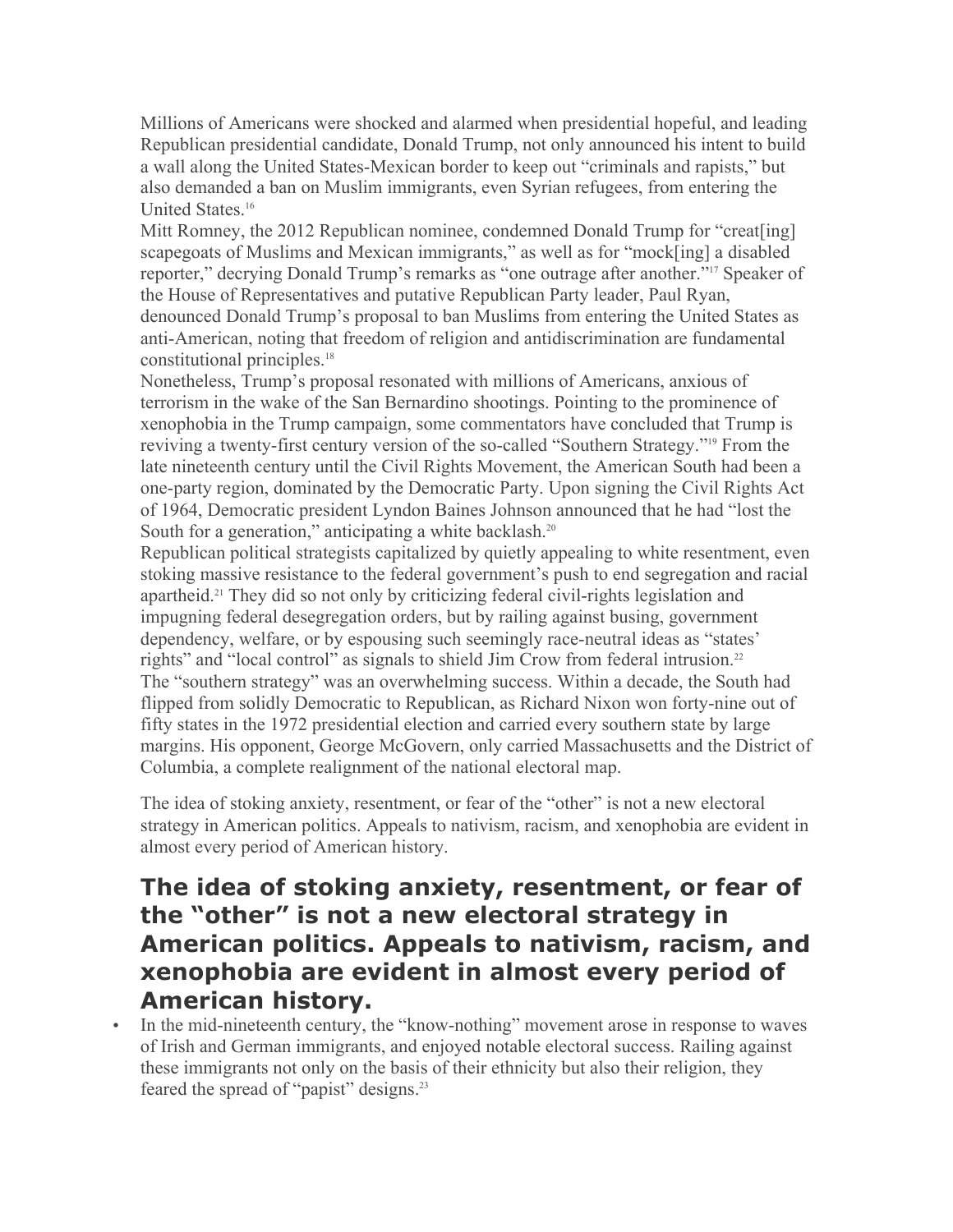Millions of Americans were shocked and alarmed when presidential hopeful, and leading Republican presidential candidate, Donald Trump, not only announced his intent to build a wall along the United States-Mexican border to keep out "criminals and rapists," but also demanded a ban on Muslim immigrants, even Syrian refugees, from entering the United States.[16]

Mitt Romney, the 2012 Republican nominee, condemned Donald Trump for "creat[ing] scapegoats of Muslims and Mexican immigrants," as well as for "mock[ing] a disabled reporter," decrying Donald Trump's remarks as "one outrage after another."[17] Speaker of the House of Representatives and putative Republican Party leader, Paul Ryan, denounced Donald Trump's proposal to ban Muslims from entering the United States as anti-American, noting that freedom of religion and antidiscrimination are fundamental constitutional principles.[18]

Nonetheless, Trump's proposal resonated with millions of Americans, anxious of terrorism in the wake of the San Bernardino shootings. Pointing to the prominence of xenophobia in the Trump campaign, some commentators have concluded that Trump is reviving a twenty-first century version of the so-called "Southern Strategy."[19] From the late nineteenth century until the Civil Rights Movement, the American South had been a one-party region, dominated by the Democratic Party. Upon signing the Civil Rights Act of 1964, Democratic president Lyndon Baines Johnson announced that he had "lost the South for a generation," anticipating a white backlash.[20]

Republican political strategists capitalized by quietly appealing to white resentment, even stoking massive resistance to the federal government's push to end segregation and racial apartheid.[21] They did so not only by criticizing federal civil-rights legislation and impugning federal desegregation orders, but by railing against busing, government dependency, welfare, or by espousing such seemingly race-neutral ideas as "states' rights" and "local control" as signals to shield Jim Crow from federal intrusion.[22]

The "southern strategy" was an overwhelming success. Within a decade, the South had flipped from solidly Democratic to Republican, as Richard Nixon won forty-nine out of fifty states in the 1972 presidential election and carried every southern state by large margins. His opponent, George McGovern, only carried Massachusetts and the District of Columbia, a complete realignment of the national electoral map.

The idea of stoking anxiety, resentment, or fear of the "other" is not a new electoral strategy in American politics. Appeals to nativism, racism, and xenophobia are evident in almost every period of American history.

## The idea of stoking anxiety, resentment, or fear of the "other" is not a new electoral strategy in American politics. Appeals to nativism, racism, and xenophobia are evident in almost every period of American history.

- In the mid-nineteenth century, the "know-nothing" movement arose in response to waves of Irish and German immigrants, and enjoyed notable electoral success. Railing against these immigrants not only on the basis of their ethnicity but also their religion, they feared the spread of "papist" designs.[23]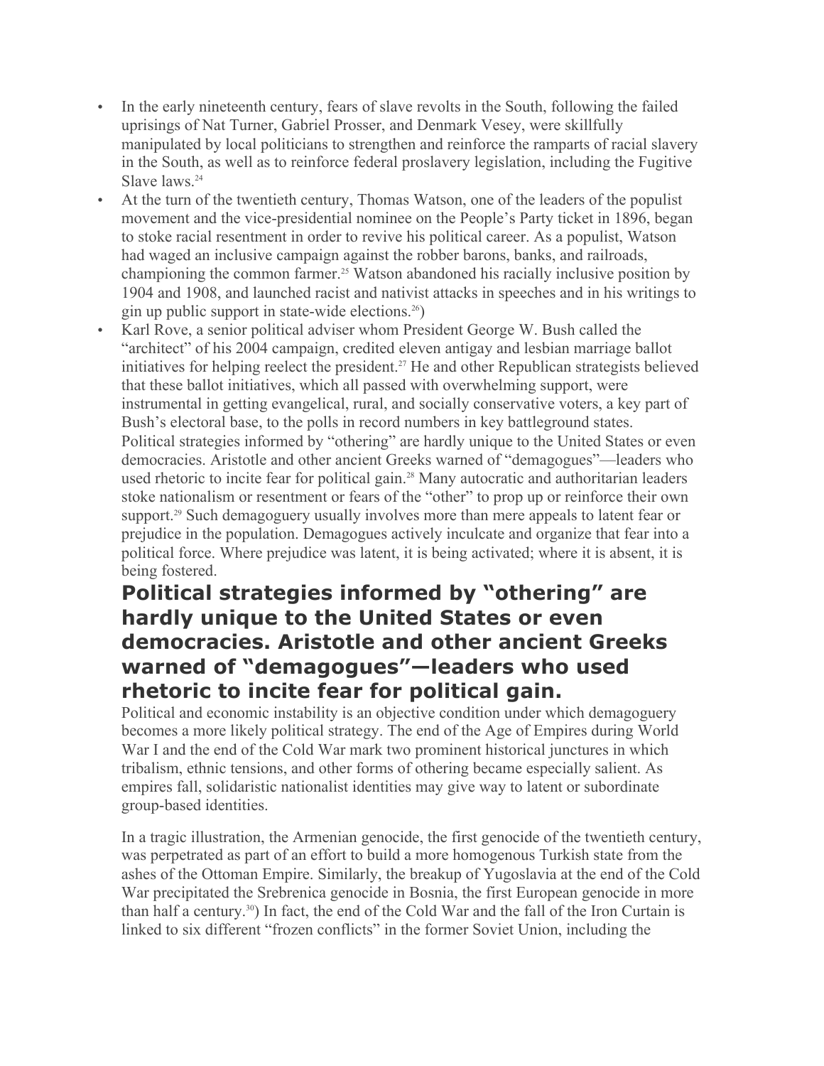- In the early nineteenth century, fears of slave revolts in the South, following the failed uprisings of Nat Turner, Gabriel Prosser, and Denmark Vesey, were skillfully manipulated by local politicians to strengthen and reinforce the ramparts of racial slavery in the South, as well as to reinforce federal proslavery legislation, including the Fugitive Slave laws.[24]
- At the turn of the twentieth century, Thomas Watson, one of the leaders of the populist movement and the vice-presidential nominee on the People's Party ticket in 1896, began to stoke racial resentment in order to revive his political career. As a populist, Watson had waged an inclusive campaign against the robber barons, banks, and railroads, championing the common farmer.[25] Watson abandoned his racially inclusive position by 1904 and 1908, and launched racist and nativist attacks in speeches and in his writings to gin up public support in state-wide elections.[26])
- Karl Rove, a senior political adviser whom President George W. Bush called the "architect" of his 2004 campaign, credited eleven antigay and lesbian marriage ballot initiatives for helping reelect the president.[27] He and other Republican strategists believed that these ballot initiatives, which all passed with overwhelming support, were instrumental in getting evangelical, rural, and socially conservative voters, a key part of Bush's electoral base, to the polls in record numbers in key battleground states.

Political strategies informed by "othering" are hardly unique to the United States or even democracies. Aristotle and other ancient Greeks warned of "demagogues"—leaders who used rhetoric to incite fear for political gain.[28] Many autocratic and authoritarian leaders stoke nationalism or resentment or fears of the "other" to prop up or reinforce their own support.[29] Such demagoguery usually involves more than mere appeals to latent fear or prejudice in the population. Demagogues actively inculcate and organize that fear into a political force. Where prejudice was latent, it is being activated; where it is absent, it is being fostered.

**Political strategies informed by "othering" are hardly unique to the United States or even democracies. Aristotle and other ancient Greeks warned of "demagogues"—leaders who used rhetoric to incite fear for political gain.**

Political and economic instability is an objective condition under which demagoguery becomes a more likely political strategy. The end of the Age of Empires during World War I and the end of the Cold War mark two prominent historical junctures in which tribalism, ethnic tensions, and other forms of othering became especially salient. As empires fall, solidaristic nationalist identities may give way to latent or subordinate group-based identities.

In a tragic illustration, the Armenian genocide, the first genocide of the twentieth century, was perpetrated as part of an effort to build a more homogenous Turkish state from the ashes of the Ottoman Empire. Similarly, the breakup of Yugoslavia at the end of the Cold War precipitated the Srebrenica genocide in Bosnia, the first European genocide in more than half a century.[30]) In fact, the end of the Cold War and the fall of the Iron Curtain is linked to six different "frozen conflicts" in the former Soviet Union, including the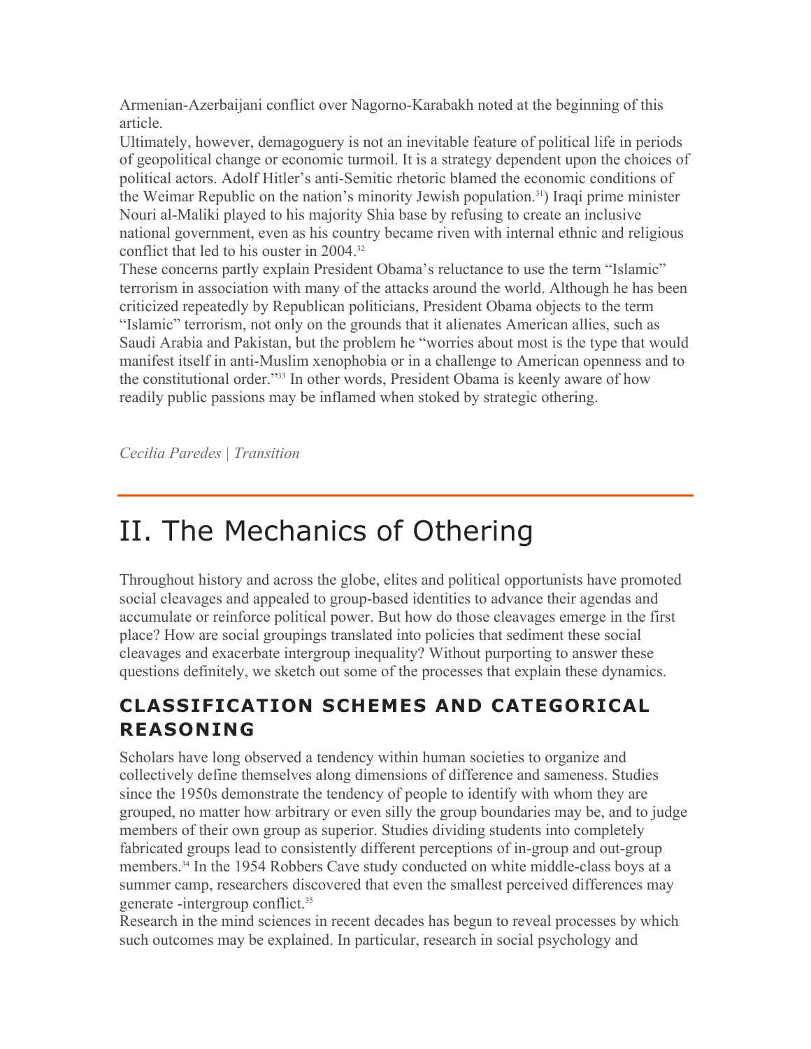Armenian-Azerbaijani conflict over Nagorno-Karabakh noted at the beginning of this article.

Ultimately, however, demagoguery is not an inevitable feature of political life in periods of geopolitical change or economic turmoil. It is a strategy dependent upon the choices of political actors. Adolf Hitler's anti-Semitic rhetoric blamed the economic conditions of the Weimar Republic on the nation's minority Jewish population.[31]) Iraqi prime minister Nouri al-Maliki played to his majority Shia base by refusing to create an inclusive national government, even as his country became riven with internal ethnic and religious conflict that led to his ouster in 2004.[32]

These concerns partly explain President Obama's reluctance to use the term "Islamic" terrorism in association with many of the attacks around the world. Although he has been criticized repeatedly by Republican politicians, President Obama objects to the term "Islamic" terrorism, not only on the grounds that it alienates American allies, such as Saudi Arabia and Pakistan, but the problem he "worries about most is the type that would manifest itself in anti-Muslim xenophobia or in a challenge to American openness and to the constitutional order."[33] In other words, President Obama is keenly aware of how readily public passions may be inflamed when stoked by strategic othering.

*Cecilia Paredes | Transition*

---

# II. The Mechanics of Othering

Throughout history and across the globe, elites and political opportunists have promoted social cleavages and appealed to group-based identities to advance their agendas and accumulate or reinforce political power. But how do those cleavages emerge in the first place? How are social groupings translated into policies that sediment these social cleavages and exacerbate intergroup inequality? Without purporting to answer these questions definitely, we sketch out some of the processes that explain these dynamics.

## CLASSIFICATION SCHEMES AND CATEGORICAL REASONING

Scholars have long observed a tendency within human societies to organize and collectively define themselves along dimensions of difference and sameness. Studies since the 1950s demonstrate the tendency of people to identify with whom they are grouped, no matter how arbitrary or even silly the group boundaries may be, and to judge members of their own group as superior. Studies dividing students into completely fabricated groups lead to consistently different perceptions of in-group and out-group members.[34] In the 1954 Robbers Cave study conducted on white middle-class boys at a summer camp, researchers discovered that even the smallest perceived differences may generate -intergroup conflict.[35]

Research in the mind sciences in recent decades has begun to reveal processes by which such outcomes may be explained. In particular, research in social psychology and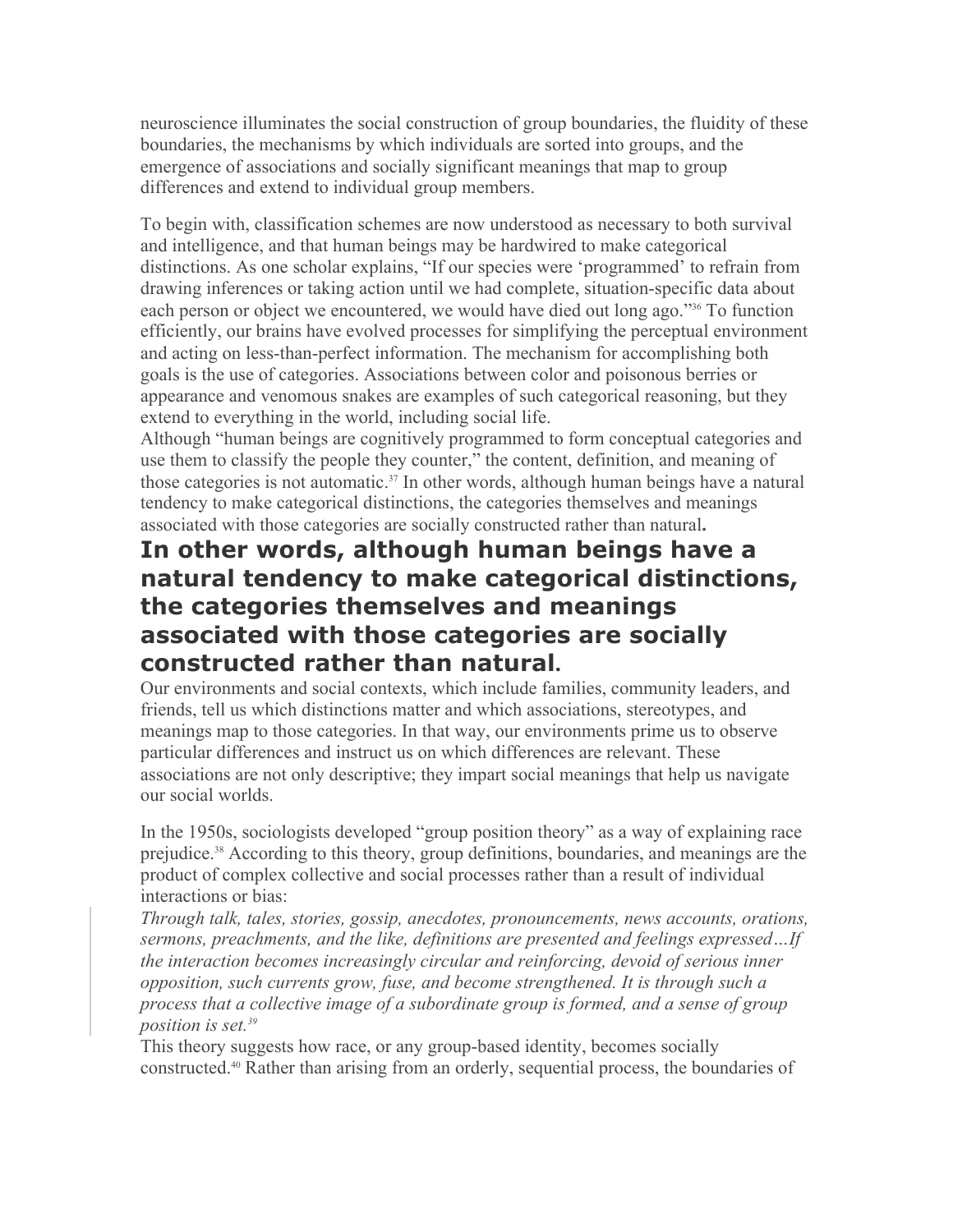neuroscience illuminates the social construction of group boundaries, the fluidity of these boundaries, the mechanisms by which individuals are sorted into groups, and the emergence of associations and socially significant meanings that map to group differences and extend to individual group members.

To begin with, classification schemes are now understood as necessary to both survival and intelligence, and that human beings may be hardwired to make categorical distinctions. As one scholar explains, "If our species were 'programmed' to refrain from drawing inferences or taking action until we had complete, situation-specific data about each person or object we encountered, we would have died out long ago."[36] To function efficiently, our brains have evolved processes for simplifying the perceptual environment and acting on less-than-perfect information. The mechanism for accomplishing both goals is the use of categories. Associations between color and poisonous berries or appearance and venomous snakes are examples of such categorical reasoning, but they extend to everything in the world, including social life.

Although "human beings are cognitively programmed to form conceptual categories and use them to classify the people they counter," the content, definition, and meaning of those categories is not automatic.[37] In other words, although human beings have a natural tendency to make categorical distinctions, the categories themselves and meanings associated with those categories are socially constructed rather than natural**.**

## In other words, although human beings have a natural tendency to make categorical distinctions, the categories themselves and meanings associated with those categories are socially constructed rather than natural.

Our environments and social contexts, which include families, community leaders, and friends, tell us which distinctions matter and which associations, stereotypes, and meanings map to those categories. In that way, our environments prime us to observe particular differences and instruct us on which differences are relevant. These associations are not only descriptive; they impart social meanings that help us navigate our social worlds.

In the 1950s, sociologists developed "group position theory" as a way of explaining race prejudice.[38] According to this theory, group definitions, boundaries, and meanings are the product of complex collective and social processes rather than a result of individual interactions or bias:

> *Through talk, tales, stories, gossip, anecdotes, pronouncements, news accounts, orations, sermons, preachments, and the like, definitions are presented and feelings expressed…If the interaction becomes increasingly circular and reinforcing, devoid of serious inner opposition, such currents grow, fuse, and become strengthened. It is through such a process that a collective image of a subordinate group is formed, and a sense of group position is set.*[39]

This theory suggests how race, or any group-based identity, becomes socially constructed.[40] Rather than arising from an orderly, sequential process, the boundaries of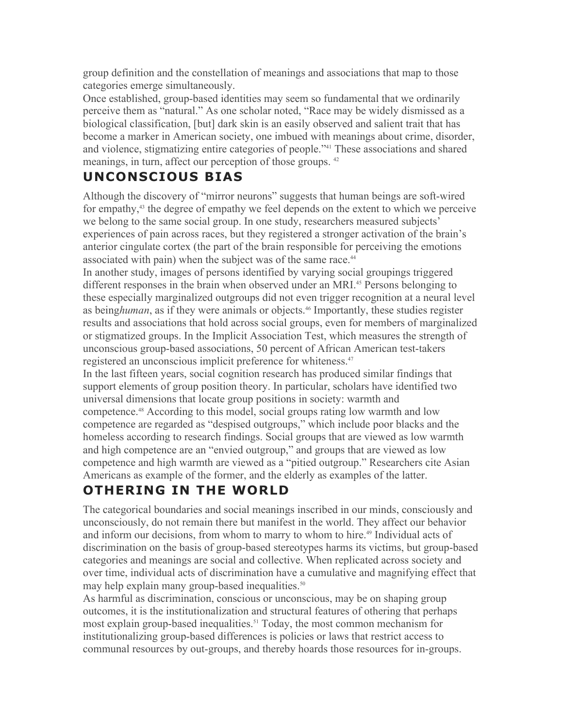group definition and the constellation of meanings and associations that map to those categories emerge simultaneously.

Once established, group-based identities may seem so fundamental that we ordinarily perceive them as "natural." As one scholar noted, "Race may be widely dismissed as a biological classification, [but] dark skin is an easily observed and salient trait that has become a marker in American society, one imbued with meanings about crime, disorder, and violence, stigmatizing entire categories of people."[41] These associations and shared meanings, in turn, affect our perception of those groups. [42]

## UNCONSCIOUS BIAS

Although the discovery of "mirror neurons" suggests that human beings are soft-wired for empathy,[43] the degree of empathy we feel depends on the extent to which we perceive we belong to the same social group. In one study, researchers measured subjects' experiences of pain across races, but they registered a stronger activation of the brain's anterior cingulate cortex (the part of the brain responsible for perceiving the emotions associated with pain) when the subject was of the same race.[44]

In another study, images of persons identified by varying social groupings triggered different responses in the brain when observed under an MRI.[45] Persons belonging to these especially marginalized outgroups did not even trigger recognition at a neural level as being*human*, as if they were animals or objects.[46] Importantly, these studies register results and associations that hold across social groups, even for members of marginalized or stigmatized groups. In the Implicit Association Test, which measures the strength of unconscious group-based associations, 50 percent of African American test-takers registered an unconscious implicit preference for whiteness.[47]

In the last fifteen years, social cognition research has produced similar findings that support elements of group position theory. In particular, scholars have identified two universal dimensions that locate group positions in society: warmth and competence.[48] According to this model, social groups rating low warmth and low competence are regarded as "despised outgroups," which include poor blacks and the homeless according to research findings. Social groups that are viewed as low warmth and high competence are an "envied outgroup," and groups that are viewed as low competence and high warmth are viewed as a "pitied outgroup." Researchers cite Asian Americans as example of the former, and the elderly as examples of the latter.

## OTHERING IN THE WORLD

The categorical boundaries and social meanings inscribed in our minds, consciously and unconsciously, do not remain there but manifest in the world. They affect our behavior and inform our decisions, from whom to marry to whom to hire.[49] Individual acts of discrimination on the basis of group-based stereotypes harms its victims, but group-based categories and meanings are social and collective. When replicated across society and over time, individual acts of discrimination have a cumulative and magnifying effect that may help explain many group-based inequalities.[50]

As harmful as discrimination, conscious or unconscious, may be on shaping group outcomes, it is the institutionalization and structural features of othering that perhaps most explain group-based inequalities.[51] Today, the most common mechanism for institutionalizing group-based differences is policies or laws that restrict access to communal resources by out-groups, and thereby hoards those resources for in-groups.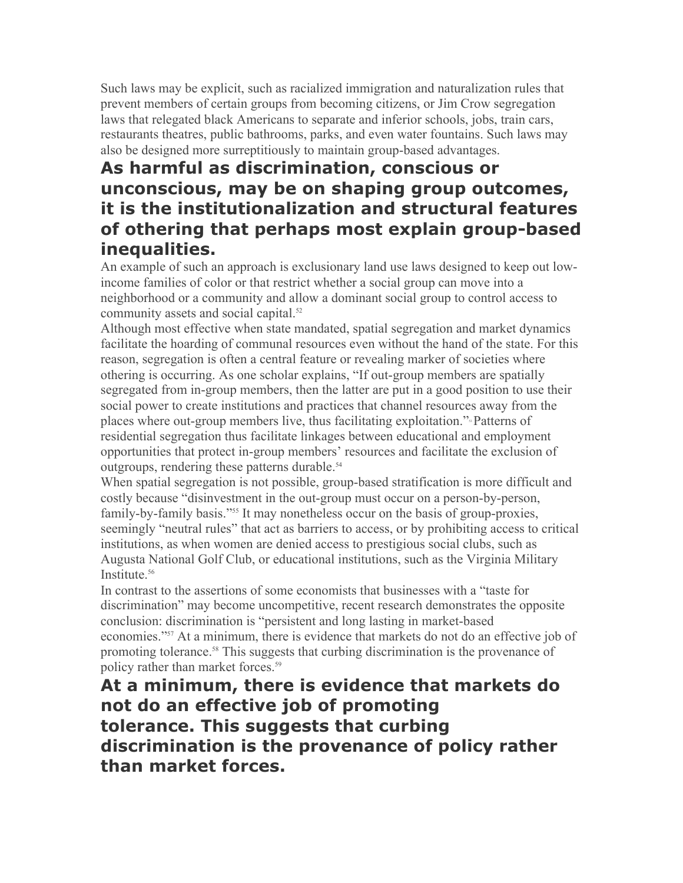Such laws may be explicit, such as racialized immigration and naturalization rules that prevent members of certain groups from becoming citizens, or Jim Crow segregation laws that relegated black Americans to separate and inferior schools, jobs, train cars, restaurants theatres, public bathrooms, parks, and even water fountains. Such laws may also be designed more surreptitiously to maintain group-based advantages.

## As harmful as discrimination, conscious or unconscious, may be on shaping group outcomes, it is the institutionalization and structural features of othering that perhaps most explain group-based inequalities.

An example of such an approach is exclusionary land use laws designed to keep out low-income families of color or that restrict whether a social group can move into a neighborhood or a community and allow a dominant social group to control access to community assets and social capital.[52]

Although most effective when state mandated, spatial segregation and market dynamics facilitate the hoarding of communal resources even without the hand of the state. For this reason, segregation is often a central feature or revealing marker of societies where othering is occurring. As one scholar explains, "If out-group members are spatially segregated from in-group members, then the latter are put in a good position to use their social power to create institutions and practices that channel resources away from the places where out-group members live, thus facilitating exploitation."[53] Patterns of residential segregation thus facilitate linkages between educational and employment opportunities that protect in-group members' resources and facilitate the exclusion of outgroups, rendering these patterns durable.[54]

When spatial segregation is not possible, group-based stratification is more difficult and costly because "disinvestment in the out-group must occur on a person-by-person, family-by-family basis."[55] It may nonetheless occur on the basis of group-proxies, seemingly "neutral rules" that act as barriers to access, or by prohibiting access to critical institutions, as when women are denied access to prestigious social clubs, such as Augusta National Golf Club, or educational institutions, such as the Virginia Military Institute.[56]

In contrast to the assertions of some economists that businesses with a "taste for discrimination" may become uncompetitive, recent research demonstrates the opposite conclusion: discrimination is "persistent and long lasting in market-based economies."[57] At a minimum, there is evidence that markets do not do an effective job of promoting tolerance.[58] This suggests that curbing discrimination is the provenance of policy rather than market forces.[59]

## At a minimum, there is evidence that markets do not do an effective job of promoting tolerance. This suggests that curbing discrimination is the provenance of policy rather than market forces.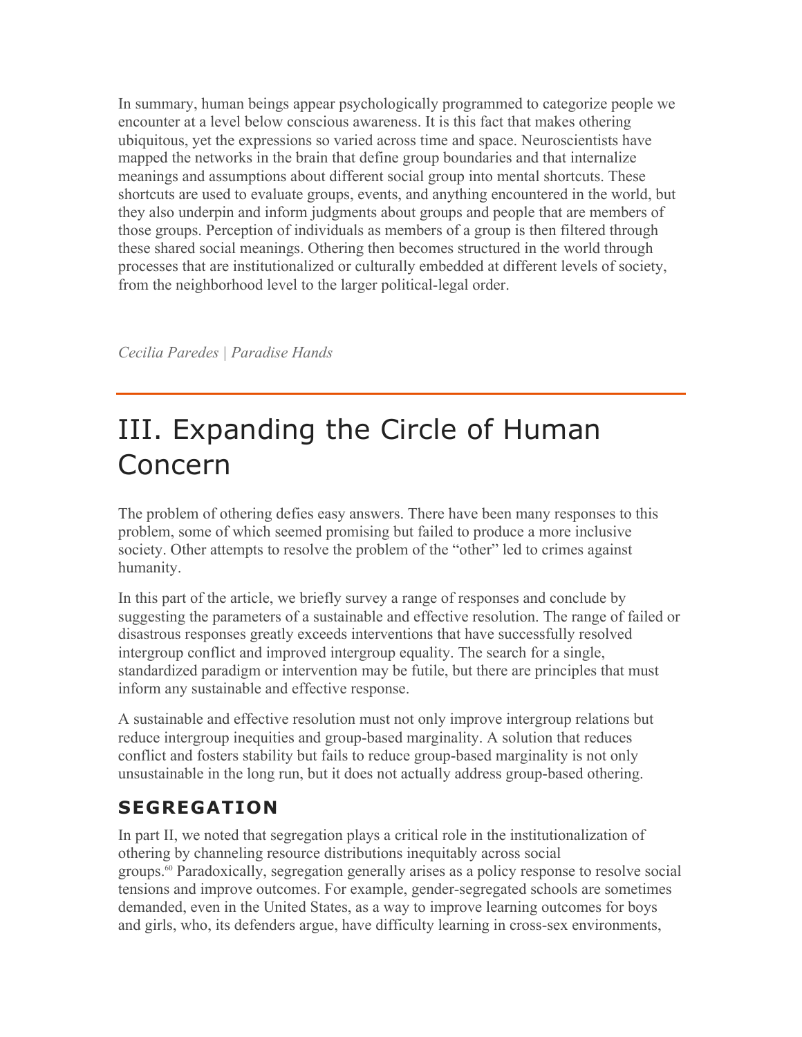In summary, human beings appear psychologically programmed to categorize people we encounter at a level below conscious awareness. It is this fact that makes othering ubiquitous, yet the expressions so varied across time and space. Neuroscientists have mapped the networks in the brain that define group boundaries and that internalize meanings and assumptions about different social group into mental shortcuts. These shortcuts are used to evaluate groups, events, and anything encountered in the world, but they also underpin and inform judgments about groups and people that are members of those groups. Perception of individuals as members of a group is then filtered through these shared social meanings. Othering then becomes structured in the world through processes that are institutionalized or culturally embedded at different levels of society, from the neighborhood level to the larger political-legal order.

*Cecilia Paredes | Paradise Hands*

---

# III. Expanding the Circle of Human Concern

The problem of othering defies easy answers. There have been many responses to this problem, some of which seemed promising but failed to produce a more inclusive society. Other attempts to resolve the problem of the "other" led to crimes against humanity.

In this part of the article, we briefly survey a range of responses and conclude by suggesting the parameters of a sustainable and effective resolution. The range of failed or disastrous responses greatly exceeds interventions that have successfully resolved intergroup conflict and improved intergroup equality. The search for a single, standardized paradigm or intervention may be futile, but there are principles that must inform any sustainable and effective response.

A sustainable and effective resolution must not only improve intergroup relations but reduce intergroup inequities and group-based marginality. A solution that reduces conflict and fosters stability but fails to reduce group-based marginality is not only unsustainable in the long run, but it does not actually address group-based othering.

## SEGREGATION

In part II, we noted that segregation plays a critical role in the institutionalization of othering by channeling resource distributions inequitably across social groups.[60] Paradoxically, segregation generally arises as a policy response to resolve social tensions and improve outcomes. For example, gender-segregated schools are sometimes demanded, even in the United States, as a way to improve learning outcomes for boys and girls, who, its defenders argue, have difficulty learning in cross-sex environments,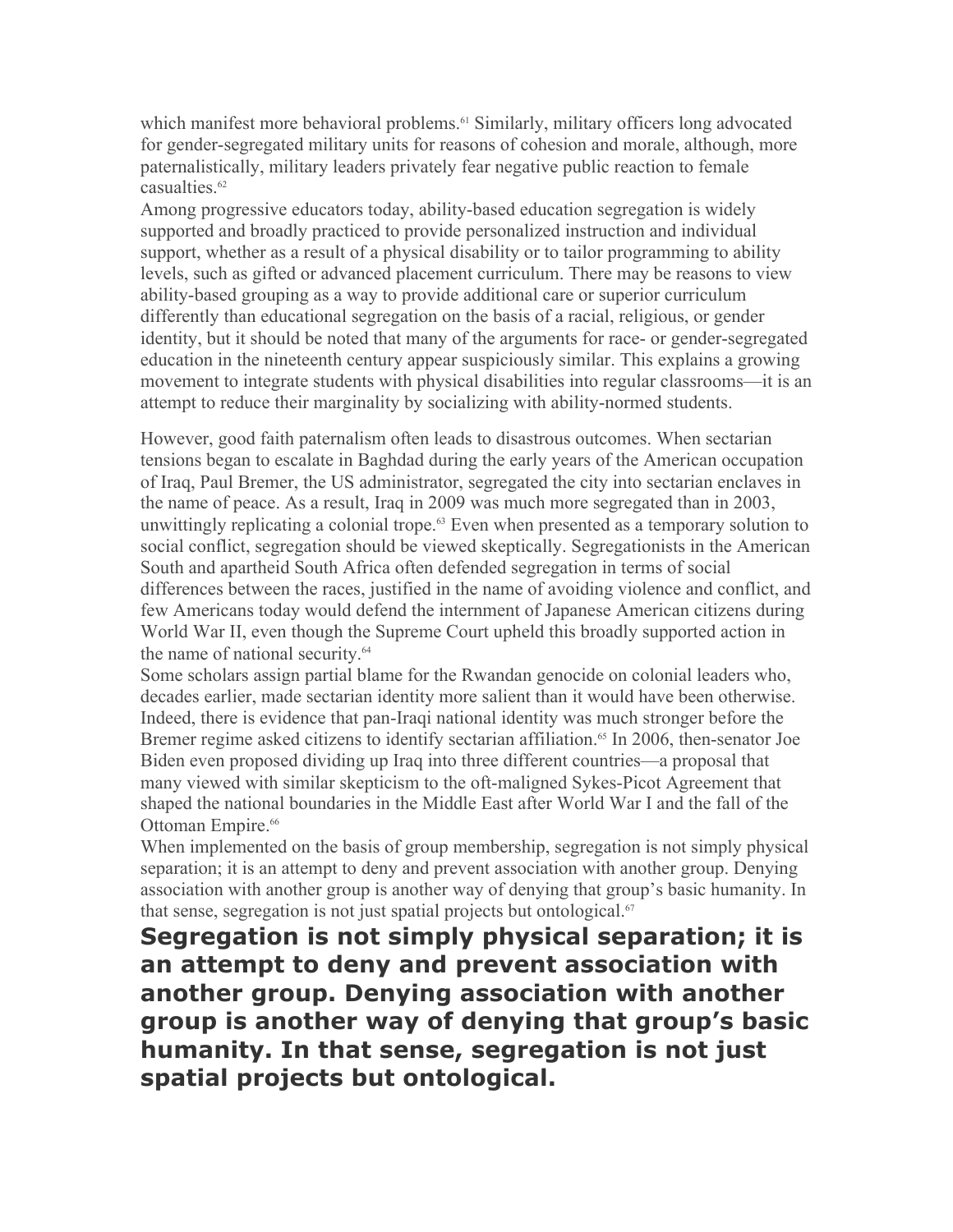which manifest more behavioral problems.[61] Similarly, military officers long advocated for gender-segregated military units for reasons of cohesion and morale, although, more paternalistically, military leaders privately fear negative public reaction to female casualties.[62]

Among progressive educators today, ability-based education segregation is widely supported and broadly practiced to provide personalized instruction and individual support, whether as a result of a physical disability or to tailor programming to ability levels, such as gifted or advanced placement curriculum. There may be reasons to view ability-based grouping as a way to provide additional care or superior curriculum differently than educational segregation on the basis of a racial, religious, or gender identity, but it should be noted that many of the arguments for race- or gender-segregated education in the nineteenth century appear suspiciously similar. This explains a growing movement to integrate students with physical disabilities into regular classrooms—it is an attempt to reduce their marginality by socializing with ability-normed students.

However, good faith paternalism often leads to disastrous outcomes. When sectarian tensions began to escalate in Baghdad during the early years of the American occupation of Iraq, Paul Bremer, the US administrator, segregated the city into sectarian enclaves in the name of peace. As a result, Iraq in 2009 was much more segregated than in 2003, unwittingly replicating a colonial trope.[63] Even when presented as a temporary solution to social conflict, segregation should be viewed skeptically. Segregationists in the American South and apartheid South Africa often defended segregation in terms of social differences between the races, justified in the name of avoiding violence and conflict, and few Americans today would defend the internment of Japanese American citizens during World War II, even though the Supreme Court upheld this broadly supported action in the name of national security.[64]

Some scholars assign partial blame for the Rwandan genocide on colonial leaders who, decades earlier, made sectarian identity more salient than it would have been otherwise. Indeed, there is evidence that pan-Iraqi national identity was much stronger before the Bremer regime asked citizens to identify sectarian affiliation.[65] In 2006, then-senator Joe Biden even proposed dividing up Iraq into three different countries—a proposal that many viewed with similar skepticism to the oft-maligned Sykes-Picot Agreement that shaped the national boundaries in the Middle East after World War I and the fall of the Ottoman Empire.[66]

When implemented on the basis of group membership, segregation is not simply physical separation; it is an attempt to deny and prevent association with another group. Denying association with another group is another way of denying that group's basic humanity. In that sense, segregation is not just spatial projects but ontological.[67]

**Segregation is not simply physical separation; it is an attempt to deny and prevent association with another group. Denying association with another group is another way of denying that group's basic humanity. In that sense, segregation is not just spatial projects but ontological.**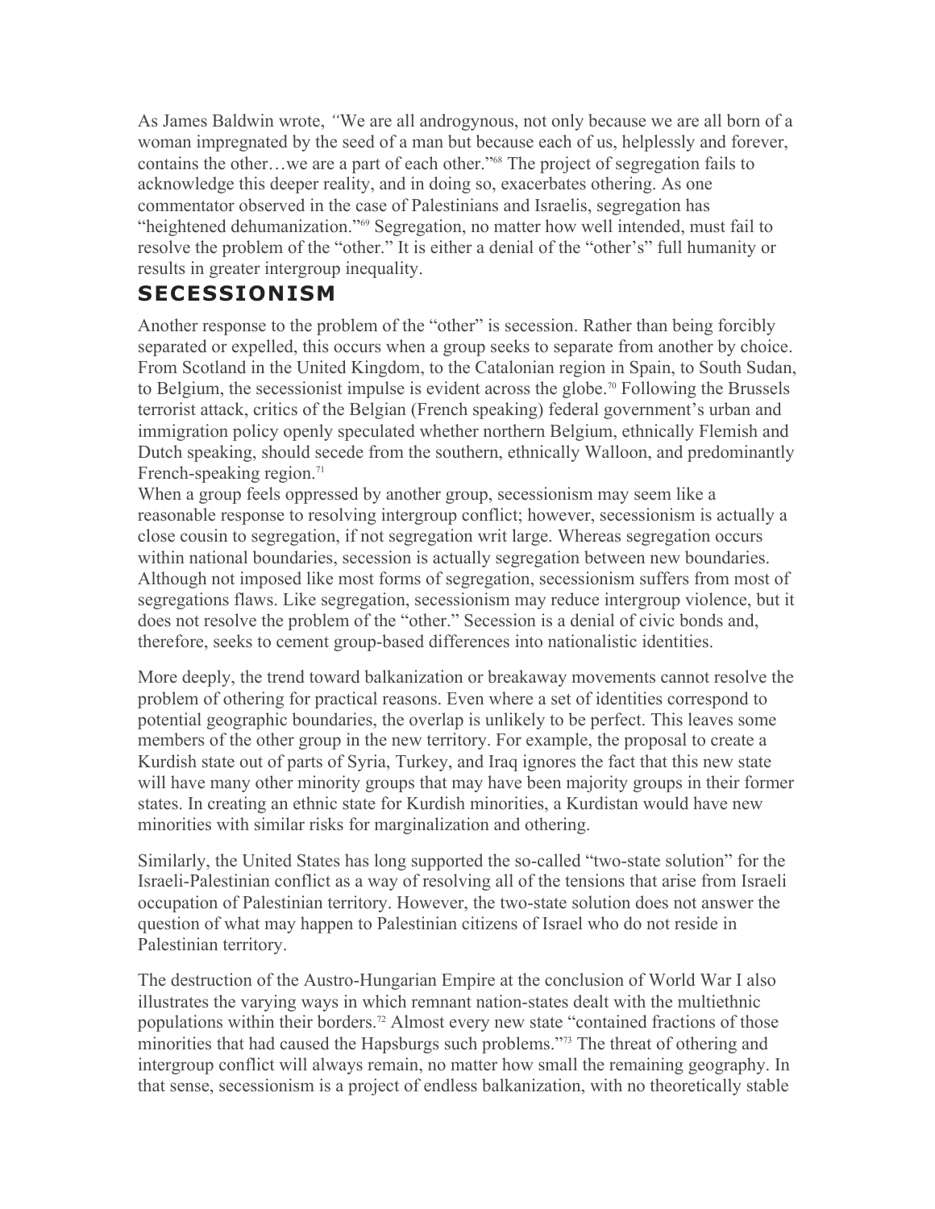As James Baldwin wrote, *"*We are all androgynous, not only because we are all born of a woman impregnated by the seed of a man but because each of us, helplessly and forever, contains the other…we are a part of each other."[68] The project of segregation fails to acknowledge this deeper reality, and in doing so, exacerbates othering. As one commentator observed in the case of Palestinians and Israelis, segregation has "heightened dehumanization."[69] Segregation, no matter how well intended, must fail to resolve the problem of the "other." It is either a denial of the "other's" full humanity or results in greater intergroup inequality.

## SECESSIONISM

Another response to the problem of the "other" is secession. Rather than being forcibly separated or expelled, this occurs when a group seeks to separate from another by choice. From Scotland in the United Kingdom, to the Catalonian region in Spain, to South Sudan, to Belgium, the secessionist impulse is evident across the globe.[70] Following the Brussels terrorist attack, critics of the Belgian (French speaking) federal government's urban and immigration policy openly speculated whether northern Belgium, ethnically Flemish and Dutch speaking, should secede from the southern, ethnically Walloon, and predominantly French-speaking region.[71]

When a group feels oppressed by another group, secessionism may seem like a reasonable response to resolving intergroup conflict; however, secessionism is actually a close cousin to segregation, if not segregation writ large. Whereas segregation occurs within national boundaries, secession is actually segregation between new boundaries. Although not imposed like most forms of segregation, secessionism suffers from most of segregations flaws. Like segregation, secessionism may reduce intergroup violence, but it does not resolve the problem of the "other." Secession is a denial of civic bonds and, therefore, seeks to cement group-based differences into nationalistic identities.

More deeply, the trend toward balkanization or breakaway movements cannot resolve the problem of othering for practical reasons. Even where a set of identities correspond to potential geographic boundaries, the overlap is unlikely to be perfect. This leaves some members of the other group in the new territory. For example, the proposal to create a Kurdish state out of parts of Syria, Turkey, and Iraq ignores the fact that this new state will have many other minority groups that may have been majority groups in their former states. In creating an ethnic state for Kurdish minorities, a Kurdistan would have new minorities with similar risks for marginalization and othering.

Similarly, the United States has long supported the so-called "two-state solution" for the Israeli-Palestinian conflict as a way of resolving all of the tensions that arise from Israeli occupation of Palestinian territory. However, the two-state solution does not answer the question of what may happen to Palestinian citizens of Israel who do not reside in Palestinian territory.

The destruction of the Austro-Hungarian Empire at the conclusion of World War I also illustrates the varying ways in which remnant nation-states dealt with the multiethnic populations within their borders.[72] Almost every new state "contained fractions of those minorities that had caused the Hapsburgs such problems."[73] The threat of othering and intergroup conflict will always remain, no matter how small the remaining geography. In that sense, secessionism is a project of endless balkanization, with no theoretically stable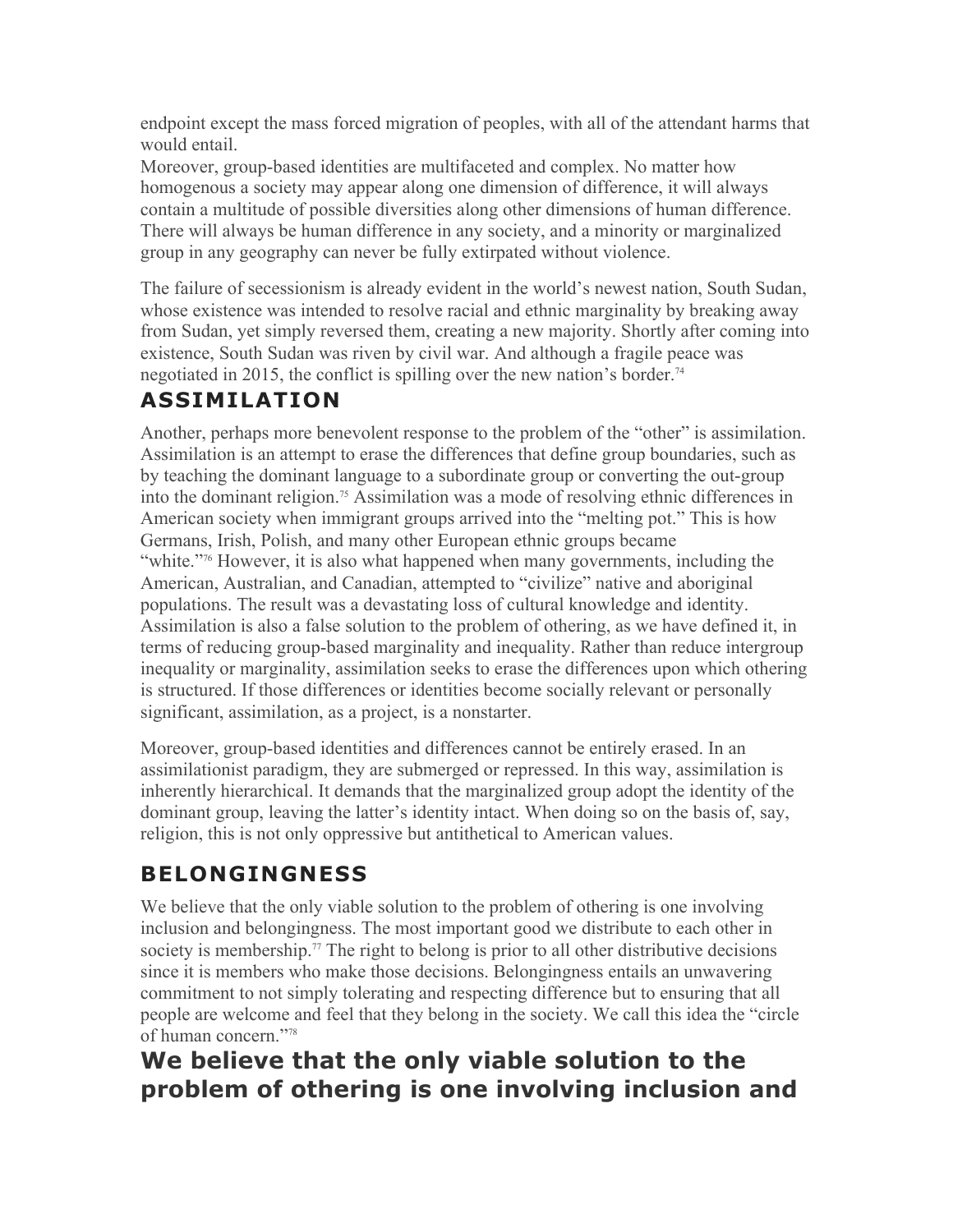endpoint except the mass forced migration of peoples, with all of the attendant harms that would entail.

Moreover, group-based identities are multifaceted and complex. No matter how homogenous a society may appear along one dimension of difference, it will always contain a multitude of possible diversities along other dimensions of human difference. There will always be human difference in any society, and a minority or marginalized group in any geography can never be fully extirpated without violence.

The failure of secessionism is already evident in the world's newest nation, South Sudan, whose existence was intended to resolve racial and ethnic marginality by breaking away from Sudan, yet simply reversed them, creating a new majority. Shortly after coming into existence, South Sudan was riven by civil war. And although a fragile peace was negotiated in 2015, the conflict is spilling over the new nation's border.[74]

## ASSIMILATION

Another, perhaps more benevolent response to the problem of the "other" is assimilation. Assimilation is an attempt to erase the differences that define group boundaries, such as by teaching the dominant language to a subordinate group or converting the out-group into the dominant religion.[75] Assimilation was a mode of resolving ethnic differences in American society when immigrant groups arrived into the "melting pot." This is how Germans, Irish, Polish, and many other European ethnic groups became "white."[76] However, it is also what happened when many governments, including the American, Australian, and Canadian, attempted to "civilize" native and aboriginal populations. The result was a devastating loss of cultural knowledge and identity. Assimilation is also a false solution to the problem of othering, as we have defined it, in terms of reducing group-based marginality and inequality. Rather than reduce intergroup inequality or marginality, assimilation seeks to erase the differences upon which othering is structured. If those differences or identities become socially relevant or personally significant, assimilation, as a project, is a nonstarter.

Moreover, group-based identities and differences cannot be entirely erased. In an assimilationist paradigm, they are submerged or repressed. In this way, assimilation is inherently hierarchical. It demands that the marginalized group adopt the identity of the dominant group, leaving the latter's identity intact. When doing so on the basis of, say, religion, this is not only oppressive but antithetical to American values.

## BELONGINGNESS

We believe that the only viable solution to the problem of othering is one involving inclusion and belongingness. The most important good we distribute to each other in society is membership.[77] The right to belong is prior to all other distributive decisions since it is members who make those decisions. Belongingness entails an unwavering commitment to not simply tolerating and respecting difference but to ensuring that all people are welcome and feel that they belong in the society. We call this idea the "circle of human concern."[78]

## We believe that the only viable solution to the problem of othering is one involving inclusion and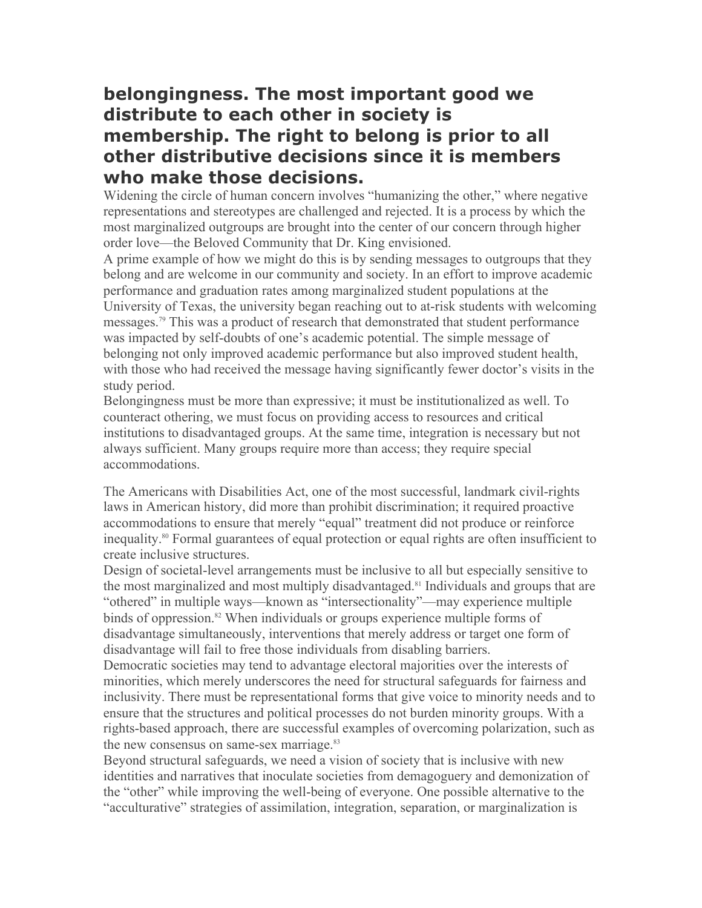## belongingness. The most important good we distribute to each other in society is membership. The right to belong is prior to all other distributive decisions since it is members who make those decisions.

Widening the circle of human concern involves "humanizing the other," where negative representations and stereotypes are challenged and rejected. It is a process by which the most marginalized outgroups are brought into the center of our concern through higher order love—the Beloved Community that Dr. King envisioned.

A prime example of how we might do this is by sending messages to outgroups that they belong and are welcome in our community and society. In an effort to improve academic performance and graduation rates among marginalized student populations at the University of Texas, the university began reaching out to at-risk students with welcoming messages.[79] This was a product of research that demonstrated that student performance was impacted by self-doubts of one's academic potential. The simple message of belonging not only improved academic performance but also improved student health, with those who had received the message having significantly fewer doctor's visits in the study period.

Belongingness must be more than expressive; it must be institutionalized as well. To counteract othering, we must focus on providing access to resources and critical institutions to disadvantaged groups. At the same time, integration is necessary but not always sufficient. Many groups require more than access; they require special accommodations.

The Americans with Disabilities Act, one of the most successful, landmark civil-rights laws in American history, did more than prohibit discrimination; it required proactive accommodations to ensure that merely "equal" treatment did not produce or reinforce inequality.[80] Formal guarantees of equal protection or equal rights are often insufficient to create inclusive structures.

Design of societal-level arrangements must be inclusive to all but especially sensitive to the most marginalized and most multiply disadvantaged.[81] Individuals and groups that are "othered" in multiple ways—known as "intersectionality"—may experience multiple binds of oppression.[82] When individuals or groups experience multiple forms of disadvantage simultaneously, interventions that merely address or target one form of disadvantage will fail to free those individuals from disabling barriers.

Democratic societies may tend to advantage electoral majorities over the interests of minorities, which merely underscores the need for structural safeguards for fairness and inclusivity. There must be representational forms that give voice to minority needs and to ensure that the structures and political processes do not burden minority groups. With a rights-based approach, there are successful examples of overcoming polarization, such as the new consensus on same-sex marriage.[83]

Beyond structural safeguards, we need a vision of society that is inclusive with new identities and narratives that inoculate societies from demagoguery and demonization of the "other" while improving the well-being of everyone. One possible alternative to the "acculturative" strategies of assimilation, integration, separation, or marginalization is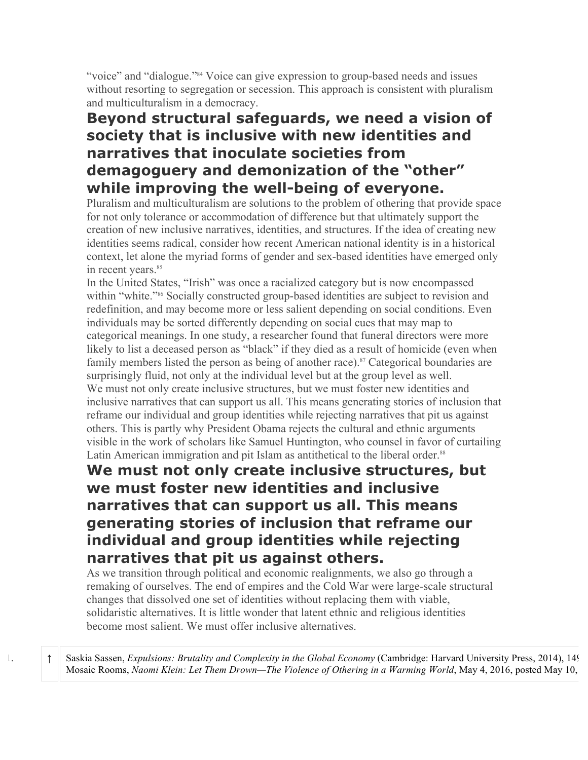"voice" and "dialogue."[84] Voice can give expression to group-based needs and issues without resorting to segregation or secession. This approach is consistent with pluralism and multiculturalism in a democracy.

**Beyond structural safeguards, we need a vision of society that is inclusive with new identities and narratives that inoculate societies from demagoguery and demonization of the "other" while improving the well-being of everyone.**

Pluralism and multiculturalism are solutions to the problem of othering that provide space for not only tolerance or accommodation of difference but that ultimately support the creation of new inclusive narratives, identities, and structures. If the idea of creating new identities seems radical, consider how recent American national identity is in a historical context, let alone the myriad forms of gender and sex-based identities have emerged only in recent years.[85]

In the United States, "Irish" was once a racialized category but is now encompassed within "white."[86] Socially constructed group-based identities are subject to revision and redefinition, and may become more or less salient depending on social conditions. Even individuals may be sorted differently depending on social cues that may map to categorical meanings. In one study, a researcher found that funeral directors were more likely to list a deceased person as "black" if they died as a result of homicide (even when family members listed the person as being of another race).[87] Categorical boundaries are surprisingly fluid, not only at the individual level but at the group level as well.

We must not only create inclusive structures, but we must foster new identities and inclusive narratives that can support us all. This means generating stories of inclusion that reframe our individual and group identities while rejecting narratives that pit us against others. This is partly why President Obama rejects the cultural and ethnic arguments visible in the work of scholars like Samuel Huntington, who counsel in favor of curtailing Latin American immigration and pit Islam as antithetical to the liberal order.[88]

**We must not only create inclusive structures, but we must foster new identities and inclusive narratives that can support us all. This means generating stories of inclusion that reframe our individual and group identities while rejecting narratives that pit us against others.**

As we transition through political and economic realignments, we also go through a remaking of ourselves. The end of empires and the Cold War were large-scale structural changes that dissolved one set of identities without replacing them with viable, solidaristic alternatives. It is little wonder that latent ethnic and religious identities become most salient. We must offer inclusive alternatives.

1. ↑ Saskia Sassen, *Expulsions: Brutality and Complexity in the Global Economy* (Cambridge: Harvard University Press, 2014), 149 Mosaic Rooms, *Naomi Klein: Let Them Drown—The Violence of Othering in a Warming World*, May 4, 2016, posted May 10,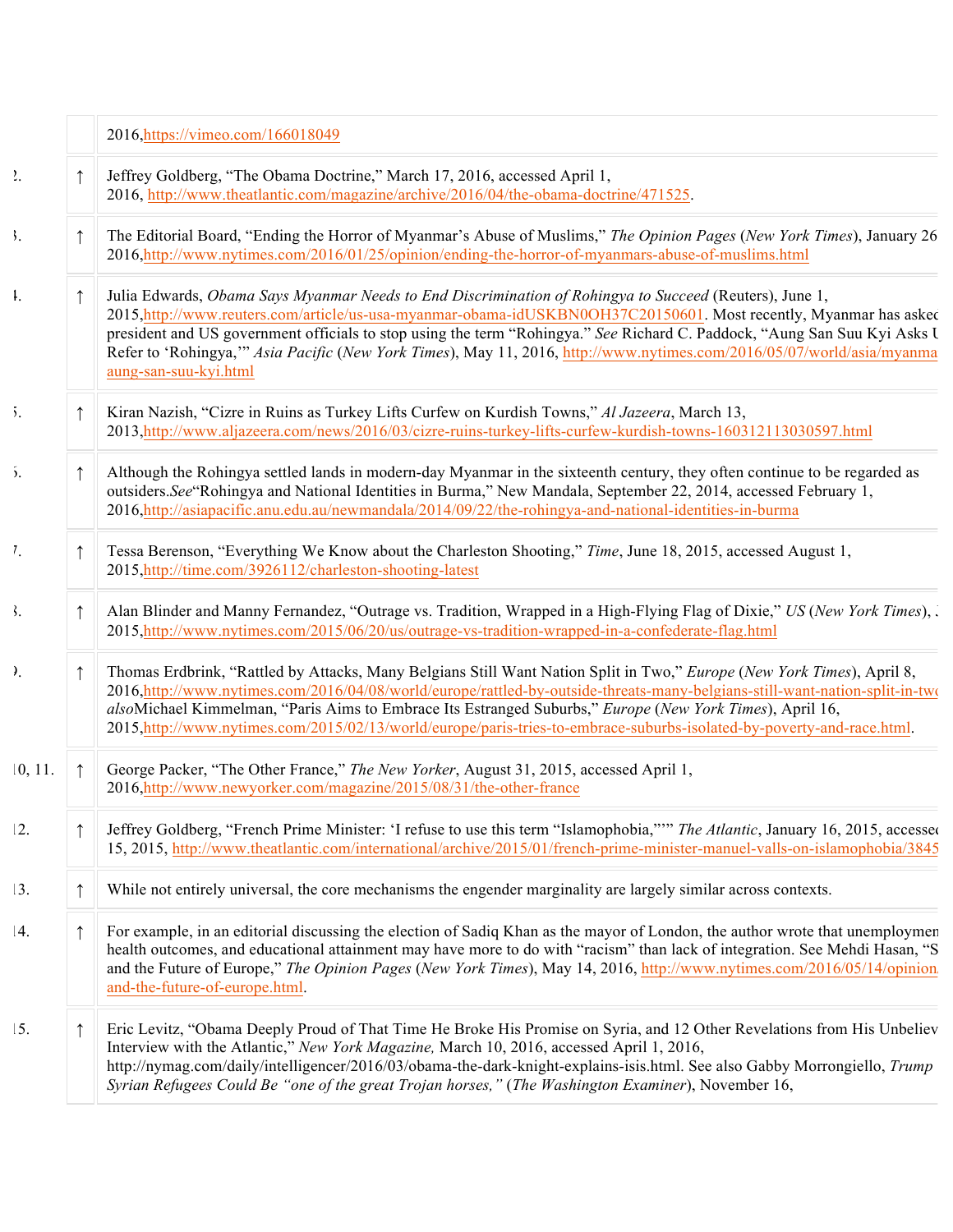| | | |
|---|---|---|
| | | 2016,https://vimeo.com/166018049 |
| 2. | ↑ | Jeffrey Goldberg, "The Obama Doctrine," March 17, 2016, accessed April 1, 2016, http://www.theatlantic.com/magazine/archive/2016/04/the-obama-doctrine/471525. |
| 3. | ↑ | The Editorial Board, "Ending the Horror of Myanmar's Abuse of Muslims," *The Opinion Pages* (*New York Times*), January 26 2016,http://www.nytimes.com/2016/01/25/opinion/ending-the-horror-of-myanmars-abuse-of-muslims.html |
| 4. | ↑ | Julia Edwards, *Obama Says Myanmar Needs to End Discrimination of Rohingya to Succeed* (Reuters), June 1, 2015,http://www.reuters.com/article/us-usa-myanmar-obama-idUSKBN0OH37C20150601. Most recently, Myanmar has asked president and US government officials to stop using the term "Rohingya." *See* Richard C. Paddock, "Aung San Suu Kyi Asks U Refer to 'Rohingya,'" *Asia Pacific* (*New York Times*), May 11, 2016, http://www.nytimes.com/2016/05/07/world/asia/myanma aung-san-suu-kyi.html |
| 5. | ↑ | Kiran Nazish, "Cizre in Ruins as Turkey Lifts Curfew on Kurdish Towns," *Al Jazeera*, March 13, 2013,http://www.aljazeera.com/news/2016/03/cizre-ruins-turkey-lifts-curfew-kurdish-towns-160312113030597.html |
| 6. | ↑ | Although the Rohingya settled lands in modern-day Myanmar in the sixteenth century, they often continue to be regarded as outsiders.*See*"Rohingya and National Identities in Burma," New Mandala, September 22, 2014, accessed February 1, 2016,http://asiapacific.anu.edu.au/newmandala/2014/09/22/the-rohingya-and-national-identities-in-burma |
| 7. | ↑ | Tessa Berenson, "Everything We Know about the Charleston Shooting," *Time*, June 18, 2015, accessed August 1, 2015,http://time.com/3926112/charleston-shooting-latest |
| 8. | ↑ | Alan Blinder and Manny Fernandez, "Outrage vs. Tradition, Wrapped in a High-Flying Flag of Dixie," *US* (*New York Times*), J 2015,http://www.nytimes.com/2015/06/20/us/outrage-vs-tradition-wrapped-in-a-confederate-flag.html |
| 9. | ↑ | Thomas Erdbrink, "Rattled by Attacks, Many Belgians Still Want Nation Split in Two," *Europe* (*New York Times*), April 8, 2016,http://www.nytimes.com/2016/04/08/world/europe/rattled-by-outside-threats-many-belgians-still-want-nation-split-in-two *also*Michael Kimmelman, "Paris Aims to Embrace Its Estranged Suburbs," *Europe* (*New York Times*), April 16, 2015,http://www.nytimes.com/2015/02/13/world/europe/paris-tries-to-embrace-suburbs-isolated-by-poverty-and-race.html. |
| 10, 11. | ↑ | George Packer, "The Other France," *The New Yorker*, August 31, 2015, accessed April 1, 2016,http://www.newyorker.com/magazine/2015/08/31/the-other-france |
| 12. | ↑ | Jeffrey Goldberg, "French Prime Minister: 'I refuse to use this term "Islamophobia,"'" *The Atlantic*, January 16, 2015, accessed 15, 2015, http://www.theatlantic.com/international/archive/2015/01/french-prime-minister-manuel-valls-on-islamophobia/3845 |
| 13. | ↑ | While not entirely universal, the core mechanisms the engender marginality are largely similar across contexts. |
| 14. | ↑ | For example, in an editorial discussing the election of Sadiq Khan as the mayor of London, the author wrote that unemploymen health outcomes, and educational attainment may have more to do with "racism" than lack of integration. See Mehdi Hasan, "S and the Future of Europe," *The Opinion Pages* (*New York Times*), May 14, 2016, http://www.nytimes.com/2016/05/14/opinion and-the-future-of-europe.html. |
| 15. | ↑ | Eric Levitz, "Obama Deeply Proud of That Time He Broke His Promise on Syria, and 12 Other Revelations from His Unbeliev Interview with the Atlantic," *New York Magazine,* March 10, 2016, accessed April 1, 2016, http://nymag.com/daily/intelligencer/2016/03/obama-the-dark-knight-explains-isis.html. See also Gabby Morrongiello, *Trump Syrian Refugees Could Be "one of the great Trojan horses,"* (*The Washington Examiner*), November 16, |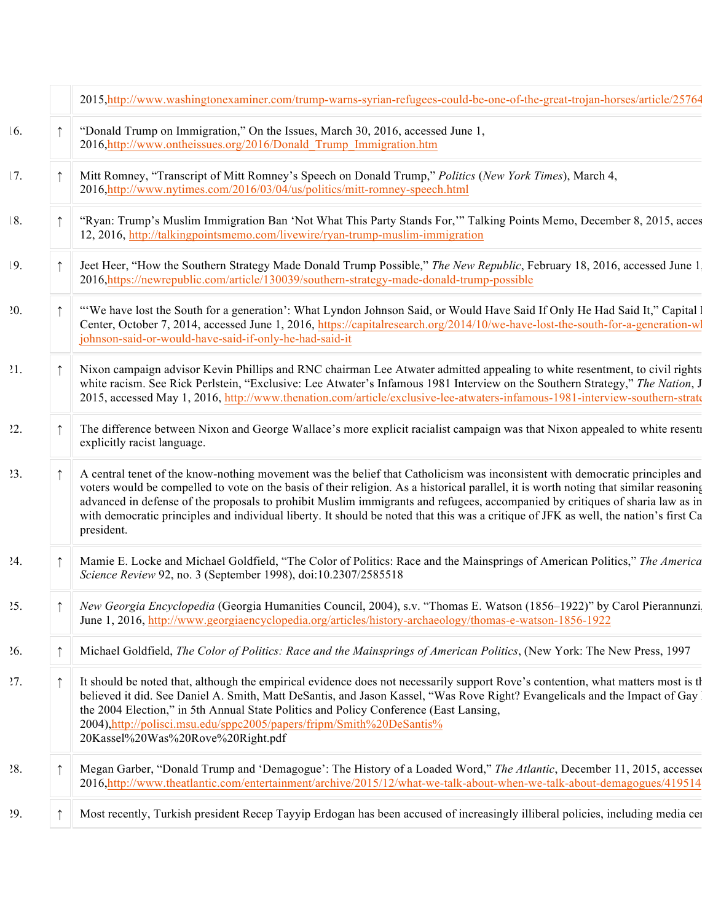2015,http://www.washingtonexaminer.com/trump-warns-syrian-refugees-could-be-one-of-the-great-trojan-horses/article/25764

16. ↑ "Donald Trump on Immigration," On the Issues, March 30, 2016, accessed June 1, 2016,http://www.ontheissues.org/2016/Donald_Trump_Immigration.htm

17. ↑ Mitt Romney, "Transcript of Mitt Romney's Speech on Donald Trump," *Politics* (*New York Times*), March 4, 2016,http://www.nytimes.com/2016/03/04/us/politics/mitt-romney-speech.html

18. ↑ "Ryan: Trump's Muslim Immigration Ban 'Not What This Party Stands For,'" Talking Points Memo, December 8, 2015, acces 12, 2016, http://talkingpointsmemo.com/livewire/ryan-trump-muslim-immigration

19. ↑ Jeet Heer, "How the Southern Strategy Made Donald Trump Possible," *The New Republic*, February 18, 2016, accessed June 1, 2016,https://newrepublic.com/article/130039/southern-strategy-made-donald-trump-possible

20. ↑ "'We have lost the South for a generation': What Lyndon Johnson Said, or Would Have Said If Only He Had Said It," Capital Center, October 7, 2014, accessed June 1, 2016, https://capitalresearch.org/2014/10/we-have-lost-the-south-for-a-generation-wl johnson-said-or-would-have-said-if-only-he-had-said-it

21. ↑ Nixon campaign advisor Kevin Phillips and RNC chairman Lee Atwater admitted appealing to white resentment, to civil rights white racism. See Rick Perlstein, "Exclusive: Lee Atwater's Infamous 1981 Interview on the Southern Strategy," *The Nation*, J 2015, accessed May 1, 2016, http://www.thenation.com/article/exclusive-lee-atwaters-infamous-1981-interview-southern-strate

22. ↑ The difference between Nixon and George Wallace's more explicit racialist campaign was that Nixon appealed to white resentr explicitly racist language.

23. ↑ A central tenet of the know-nothing movement was the belief that Catholicism was inconsistent with democratic principles and voters would be compelled to vote on the basis of their religion. As a historical parallel, it is worth noting that similar reasoning advanced in defense of the proposals to prohibit Muslim immigrants and refugees, accompanied by critiques of sharia law as in with democratic principles and individual liberty. It should be noted that this was a critique of JFK as well, the nation's first Ca president.

24. ↑ Mamie E. Locke and Michael Goldfield, "The Color of Politics: Race and the Mainsprings of American Politics," *The America Science Review* 92, no. 3 (September 1998), doi:10.2307/2585518

25. ↑ *New Georgia Encyclopedia* (Georgia Humanities Council, 2004), s.v. "Thomas E. Watson (1856–1922)" by Carol Pierannunzi, June 1, 2016, http://www.georgiaencyclopedia.org/articles/history-archaeology/thomas-e-watson-1856-1922

26. ↑ Michael Goldfield, *The Color of Politics: Race and the Mainsprings of American Politics*, (New York: The New Press, 1997

27. ↑ It should be noted that, although the empirical evidence does not necessarily support Rove's contention, what matters most is th believed it did. See Daniel A. Smith, Matt DeSantis, and Jason Kassel, "Was Rove Right? Evangelicals and the Impact of Gay the 2004 Election," in 5th Annual State Politics and Policy Conference (East Lansing, 2004),http://polisci.msu.edu/sppc2005/papers/fripm/Smith%20DeSantis% 20Kassel%20Was%20Rove%20Right.pdf

28. ↑ Megan Garber, "Donald Trump and 'Demagogue': The History of a Loaded Word," *The Atlantic*, December 11, 2015, accessed 2016,http://www.theatlantic.com/entertainment/archive/2015/12/what-we-talk-about-when-we-talk-about-demagogues/419514

29. ↑ Most recently, Turkish president Recep Tayyip Erdogan has been accused of increasingly illiberal policies, including media cer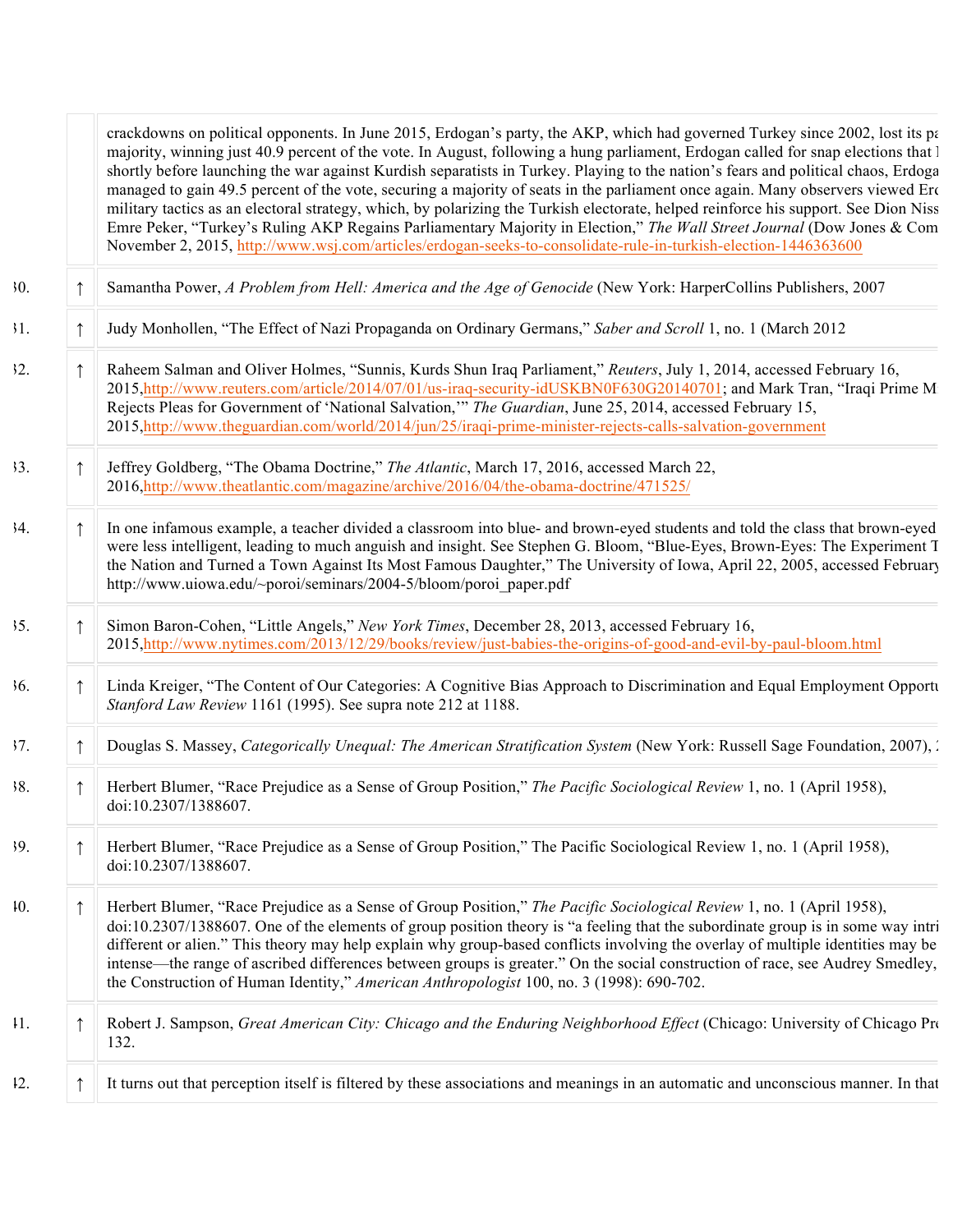crackdowns on political opponents. In June 2015, Erdogan's party, the AKP, which had governed Turkey since 2002, lost its pa majority, winning just 40.9 percent of the vote. In August, following a hung parliament, Erdogan called for snap elections that l shortly before launching the war against Kurdish separatists in Turkey. Playing to the nation's fears and political chaos, Erdoga managed to gain 49.5 percent of the vote, securing a majority of seats in the parliament once again. Many observers viewed Erd military tactics as an electoral strategy, which, by polarizing the Turkish electorate, helped reinforce his support. See Dion Niss Emre Peker, "Turkey's Ruling AKP Regains Parliamentary Majority in Election," *The Wall Street Journal* (Dow Jones & Com November 2, 2015, http://www.wsj.com/articles/erdogan-seeks-to-consolidate-rule-in-turkish-election-1446363600

30. ↑ Samantha Power, *A Problem from Hell: America and the Age of Genocide* (New York: HarperCollins Publishers, 2007

31. ↑ Judy Monhollen, "The Effect of Nazi Propaganda on Ordinary Germans," *Saber and Scroll* 1, no. 1 (March 2012

32. ↑ Raheem Salman and Oliver Holmes, "Sunnis, Kurds Shun Iraq Parliament," *Reuters*, July 1, 2014, accessed February 16, 2015,http://www.reuters.com/article/2014/07/01/us-iraq-security-idUSKBN0F630G20140701; and Mark Tran, "Iraqi Prime M Rejects Pleas for Government of 'National Salvation,'" *The Guardian*, June 25, 2014, accessed February 15, 2015,http://www.theguardian.com/world/2014/jun/25/iraqi-prime-minister-rejects-calls-salvation-government

33. ↑ Jeffrey Goldberg, "The Obama Doctrine," *The Atlantic*, March 17, 2016, accessed March 22, 2016,http://www.theatlantic.com/magazine/archive/2016/04/the-obama-doctrine/471525/

34. ↑ In one infamous example, a teacher divided a classroom into blue- and brown-eyed students and told the class that brown-eyed were less intelligent, leading to much anguish and insight. See Stephen G. Bloom, "Blue-Eyes, Brown-Eyes: The Experiment T the Nation and Turned a Town Against Its Most Famous Daughter," The University of Iowa, April 22, 2005, accessed February http://www.uiowa.edu/~poroi/seminars/2004-5/bloom/poroi_paper.pdf

35. ↑ Simon Baron-Cohen, "Little Angels," *New York Times*, December 28, 2013, accessed February 16, 2015,http://www.nytimes.com/2013/12/29/books/review/just-babies-the-origins-of-good-and-evil-by-paul-bloom.html

36. ↑ Linda Kreiger, "The Content of Our Categories: A Cognitive Bias Approach to Discrimination and Equal Employment Opportu *Stanford Law Review* 1161 (1995). See supra note 212 at 1188.

37. ↑ Douglas S. Massey, *Categorically Unequal: The American Stratification System* (New York: Russell Sage Foundation, 2007), 2

38. ↑ Herbert Blumer, "Race Prejudice as a Sense of Group Position," *The Pacific Sociological Review* 1, no. 1 (April 1958), doi:10.2307/1388607.

39. ↑ Herbert Blumer, "Race Prejudice as a Sense of Group Position," The Pacific Sociological Review 1, no. 1 (April 1958), doi:10.2307/1388607.

40. ↑ Herbert Blumer, "Race Prejudice as a Sense of Group Position," *The Pacific Sociological Review* 1, no. 1 (April 1958), doi:10.2307/1388607. One of the elements of group position theory is "a feeling that the subordinate group is in some way intri different or alien." This theory may help explain why group-based conflicts involving the overlay of multiple identities may be intense—the range of ascribed differences between groups is greater." On the social construction of race, see Audrey Smedley, the Construction of Human Identity," *American Anthropologist* 100, no. 3 (1998): 690-702.

41. ↑ Robert J. Sampson, *Great American City: Chicago and the Enduring Neighborhood Effect* (Chicago: University of Chicago Pre 132.

42. ↑ It turns out that perception itself is filtered by these associations and meanings in an automatic and unconscious manner. In that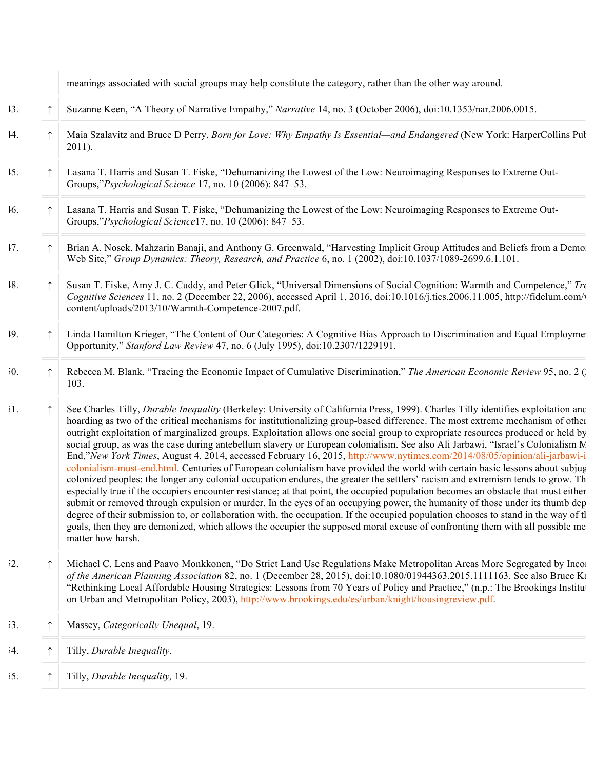meanings associated with social groups may help constitute the category, rather than the other way around.

43. ↑ Suzanne Keen, "A Theory of Narrative Empathy," *Narrative* 14, no. 3 (October 2006), doi:10.1353/nar.2006.0015.

44. ↑ Maia Szalavitz and Bruce D Perry, *Born for Love: Why Empathy Is Essential—and Endangered* (New York: HarperCollins Pub 2011).

45. ↑ Lasana T. Harris and Susan T. Fiske, "Dehumanizing the Lowest of the Low: Neuroimaging Responses to Extreme Out-Groups,"*Psychological Science* 17, no. 10 (2006): 847–53.

46. ↑ Lasana T. Harris and Susan T. Fiske, "Dehumanizing the Lowest of the Low: Neuroimaging Responses to Extreme Out-Groups,"*Psychological Science*17, no. 10 (2006): 847–53.

47. ↑ Brian A. Nosek, Mahzarin Banaji, and Anthony G. Greenwald, "Harvesting Implicit Group Attitudes and Beliefs from a Demo Web Site," *Group Dynamics: Theory, Research, and Practice* 6, no. 1 (2002), doi:10.1037/1089-2699.6.1.101.

48. ↑ Susan T. Fiske, Amy J. C. Cuddy, and Peter Glick, "Universal Dimensions of Social Cognition: Warmth and Competence," *Tr Cognitive Sciences* 11, no. 2 (December 22, 2006), accessed April 1, 2016, doi:10.1016/j.tics.2006.11.005, http://fidelum.com/ content/uploads/2013/10/Warmth-Competence-2007.pdf.

49. ↑ Linda Hamilton Krieger, "The Content of Our Categories: A Cognitive Bias Approach to Discrimination and Equal Employme Opportunity," *Stanford Law Review* 47, no. 6 (July 1995), doi:10.2307/1229191.

50. ↑ Rebecca M. Blank, "Tracing the Economic Impact of Cumulative Discrimination," *The American Economic Review* 95, no. 2 ( 103.

51. ↑ See Charles Tilly, *Durable Inequality* (Berkeley: University of California Press, 1999). Charles Tilly identifies exploitation and hoarding as two of the critical mechanisms for institutionalizing group-based difference. The most extreme mechanism of other outright exploitation of marginalized groups. Exploitation allows one social group to expropriate resources produced or held by social group, as was the case during antebellum slavery or European colonialism. See also Ali Jarbawi, "Israel's Colonialism M End,"*New York Times*, August 4, 2014, accessed February 16, 2015, [http://www.nytimes.com/2014/08/05/opinion/ali-jarbawi-i colonialism-must-end.html](http://www.nytimes.com/2014/08/05/opinion/ali-jarbawi-i). Centuries of European colonialism have provided the world with certain basic lessons about subjug colonized peoples: the longer any colonial occupation endures, the greater the settlers' racism and extremism tends to grow. Th especially true if the occupiers encounter resistance; at that point, the occupied population becomes an obstacle that must either submit or removed through expulsion or murder. In the eyes of an occupying power, the humanity of those under its thumb dep degree of their submission to, or collaboration with, the occupation. If the occupied population chooses to stand in the way of t goals, then they are demonized, which allows the occupier the supposed moral excuse of confronting them with all possible me matter how harsh.

52. ↑ Michael C. Lens and Paavo Monkkonen, "Do Strict Land Use Regulations Make Metropolitan Areas More Segregated by Inco *of the American Planning Association* 82, no. 1 (December 28, 2015), doi:10.1080/01944363.2015.1111163. See also Bruce Ka "Rethinking Local Affordable Housing Strategies: Lessons from 70 Years of Policy and Practice," (n.p.: The Brookings Institu on Urban and Metropolitan Policy, 2003), [http://www.brookings.edu/es/urban/knight/housingreview.pdf](http://www.brookings.edu/es/urban/knight/housingreview.pdf).

53. ↑ Massey, *Categorically Unequal*, 19.

54. ↑ Tilly, *Durable Inequality.*

55. ↑ Tilly, *Durable Inequality,* 19.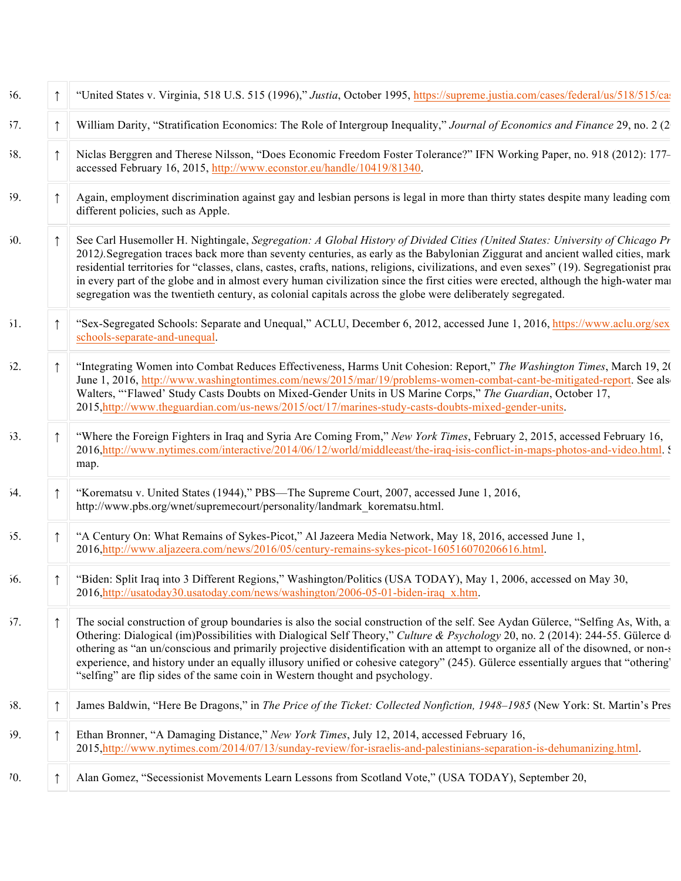56. ↑ "United States v. Virginia, 518 U.S. 515 (1996)," *Justia*, October 1995, https://supreme.justia.com/cases/federal/us/518/515/cas

57. ↑ William Darity, "Stratification Economics: The Role of Intergroup Inequality," *Journal of Economics and Finance* 29, no. 2 (2

58. ↑ Niclas Berggren and Therese Nilsson, "Does Economic Freedom Foster Tolerance?" IFN Working Paper, no. 918 (2012): 177– accessed February 16, 2015, http://www.econstor.eu/handle/10419/81340.

59. ↑ Again, employment discrimination against gay and lesbian persons is legal in more than thirty states despite many leading com different policies, such as Apple.

60. ↑ See Carl Husemoller H. Nightingale, *Segregation: A Global History of Divided Cities (United States: University of Chicago Pr 2012).*Segregation traces back more than seventy centuries, as early as the Babylonian Ziggurat and ancient walled cities, mark residential territories for "classes, clans, castes, crafts, nations, religions, civilizations, and even sexes" (19). Segregationist prac in every part of the globe and in almost every human civilization since the first cities were erected, although the high-water mar segregation was the twentieth century, as colonial capitals across the globe were deliberately segregated.

61. ↑ "Sex-Segregated Schools: Separate and Unequal," ACLU, December 6, 2012, accessed June 1, 2016, https://www.aclu.org/sex schools-separate-and-unequal.

62. ↑ "Integrating Women into Combat Reduces Effectiveness, Harms Unit Cohesion: Report," *The Washington Times*, March 19, 20 June 1, 2016, http://www.washingtontimes.com/news/2015/mar/19/problems-women-combat-cant-be-mitigated-report. See also Walters, "'Flawed' Study Casts Doubts on Mixed-Gender Units in US Marine Corps," *The Guardian*, October 17, 2015,http://www.theguardian.com/us-news/2015/oct/17/marines-study-casts-doubts-mixed-gender-units.

63. ↑ "Where the Foreign Fighters in Iraq and Syria Are Coming From," *New York Times*, February 2, 2015, accessed February 16, 2016,http://www.nytimes.com/interactive/2014/06/12/world/middleeast/the-iraq-isis-conflict-in-maps-photos-and-video.html. S map.

64. ↑ "Korematsu v. United States (1944)," PBS—The Supreme Court, 2007, accessed June 1, 2016, http://www.pbs.org/wnet/supremecourt/personality/landmark_korematsu.html.

65. ↑ "A Century On: What Remains of Sykes-Picot," Al Jazeera Media Network, May 18, 2016, accessed June 1, 2016,http://www.aljazeera.com/news/2016/05/century-remains-sykes-picot-160516070206616.html.

66. ↑ "Biden: Split Iraq into 3 Different Regions," Washington/Politics (USA TODAY), May 1, 2006, accessed on May 30, 2016,http://usatoday30.usatoday.com/news/washington/2006-05-01-biden-iraq_x.htm.

67. ↑ The social construction of group boundaries is also the social construction of the self. See Aydan Gülerce, "Selfing As, With, a Othering: Dialogical (im)Possibilities with Dialogical Self Theory," *Culture & Psychology* 20, no. 2 (2014): 244-55. Gülerce d othering as "an un/conscious and primarily projective disidentification with an attempt to organize all of the disowned, or non-s experience, and history under an equally illusory unified or cohesive category" (245). Gülerce essentially argues that "othering" "selfing" are flip sides of the same coin in Western thought and psychology.

68. ↑ James Baldwin, "Here Be Dragons," in *The Price of the Ticket: Collected Nonfiction, 1948–1985* (New York: St. Martin's Pres

69. ↑ Ethan Bronner, "A Damaging Distance," *New York Times*, July 12, 2014, accessed February 16, 2015,http://www.nytimes.com/2014/07/13/sunday-review/for-israelis-and-palestinians-separation-is-dehumanizing.html.

70. ↑ Alan Gomez, "Secessionist Movements Learn Lessons from Scotland Vote," (USA TODAY), September 20,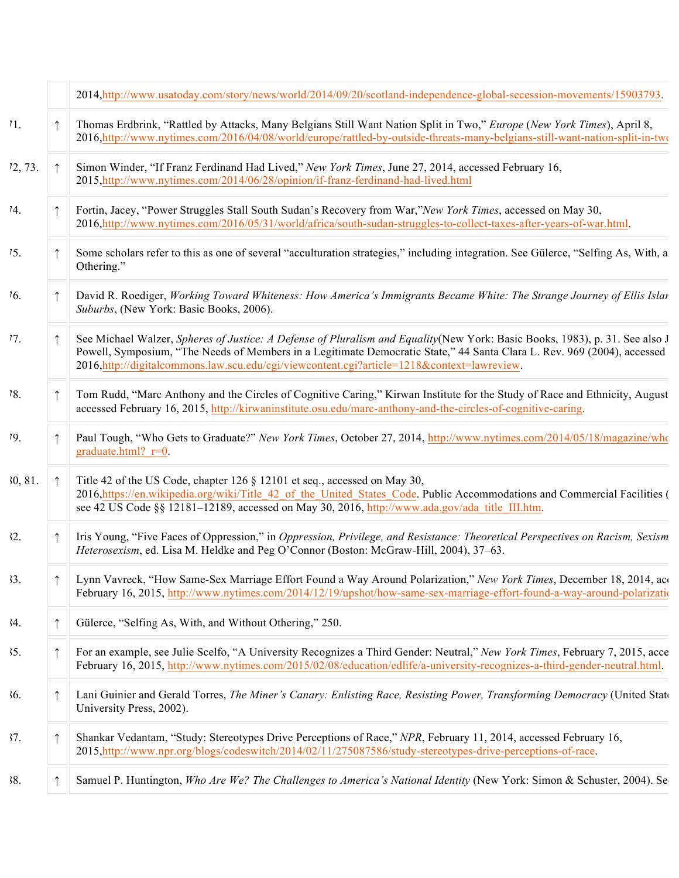2014,http://www.usatoday.com/story/news/world/2014/09/20/scotland-independence-global-secession-movements/15903793.

71. ↑ Thomas Erdbrink, “Rattled by Attacks, Many Belgians Still Want Nation Split in Two,” *Europe* (*New York Times*), April 8, 2016,http://www.nytimes.com/2016/04/08/world/europe/rattled-by-outside-threats-many-belgians-still-want-nation-split-in-two

72, 73. ↑ Simon Winder, “If Franz Ferdinand Had Lived,” *New York Times*, June 27, 2014, accessed February 16, 2015,http://www.nytimes.com/2014/06/28/opinion/if-franz-ferdinand-had-lived.html

74. ↑ Fortin, Jacey, “Power Struggles Stall South Sudan’s Recovery from War,”*New York Times*, accessed on May 30, 2016,http://www.nytimes.com/2016/05/31/world/africa/south-sudan-struggles-to-collect-taxes-after-years-of-war.html.

75. ↑ Some scholars refer to this as one of several “acculturation strategies,” including integration. See Gülerce, “Selfing As, With, a Othering.”

76. ↑ David R. Roediger, *Working Toward Whiteness: How America’s Immigrants Became White: The Strange Journey of Ellis Islan Suburbs*, (New York: Basic Books, 2006).

77. ↑ See Michael Walzer, *Spheres of Justice: A Defense of Pluralism and Equality*(New York: Basic Books, 1983), p. 31. See also J Powell, Symposium, “The Needs of Members in a Legitimate Democratic State,” 44 Santa Clara L. Rev. 969 (2004), accessed 2016,http://digitalcommons.law.scu.edu/cgi/viewcontent.cgi?article=1218&context=lawreview.

78. ↑ Tom Rudd, “Marc Anthony and the Circles of Cognitive Caring,” Kirwan Institute for the Study of Race and Ethnicity, August accessed February 16, 2015, http://kirwaninstitute.osu.edu/marc-anthony-and-the-circles-of-cognitive-caring.

79. ↑ Paul Tough, “Who Gets to Graduate?” *New York Times*, October 27, 2014, http://www.nytimes.com/2014/05/18/magazine/who graduate.html?_r=0.

80, 81. ↑ Title 42 of the US Code, chapter 126 § 12101 et seq., accessed on May 30, 2016,https://en.wikipedia.org/wiki/Title_42_of_the_United_States_Code. Public Accommodations and Commercial Facilities ( see 42 US Code §§ 12181–12189, accessed on May 30, 2016, http://www.ada.gov/ada_title_III.htm.

82. ↑ Iris Young, “Five Faces of Oppression,” in *Oppression, Privilege, and Resistance: Theoretical Perspectives on Racism, Sexism Heterosexism*, ed. Lisa M. Heldke and Peg O’Connor (Boston: McGraw-Hill, 2004), 37–63.

83. ↑ Lynn Vavreck, “How Same-Sex Marriage Effort Found a Way Around Polarization,” *New York Times*, December 18, 2014, acc February 16, 2015, http://www.nytimes.com/2014/12/19/upshot/how-same-sex-marriage-effort-found-a-way-around-polarizatio

84. ↑ Gülerce, “Selfing As, With, and Without Othering,” 250.

85. ↑ For an example, see Julie Scelfo, “A University Recognizes a Third Gender: Neutral,” *New York Times*, February 7, 2015, acce February 16, 2015, http://www.nytimes.com/2015/02/08/education/edlife/a-university-recognizes-a-third-gender-neutral.html.

86. ↑ Lani Guinier and Gerald Torres, *The Miner’s Canary: Enlisting Race, Resisting Power, Transforming Democracy* (United State University Press, 2002).

87. ↑ Shankar Vedantam, “Study: Stereotypes Drive Perceptions of Race,” *NPR*, February 11, 2014, accessed February 16, 2015,http://www.npr.org/blogs/codeswitch/2014/02/11/275087586/study-stereotypes-drive-perceptions-of-race.

88. ↑ Samuel P. Huntington, *Who Are We? The Challenges to America’s National Identity* (New York: Simon & Schuster, 2004). Se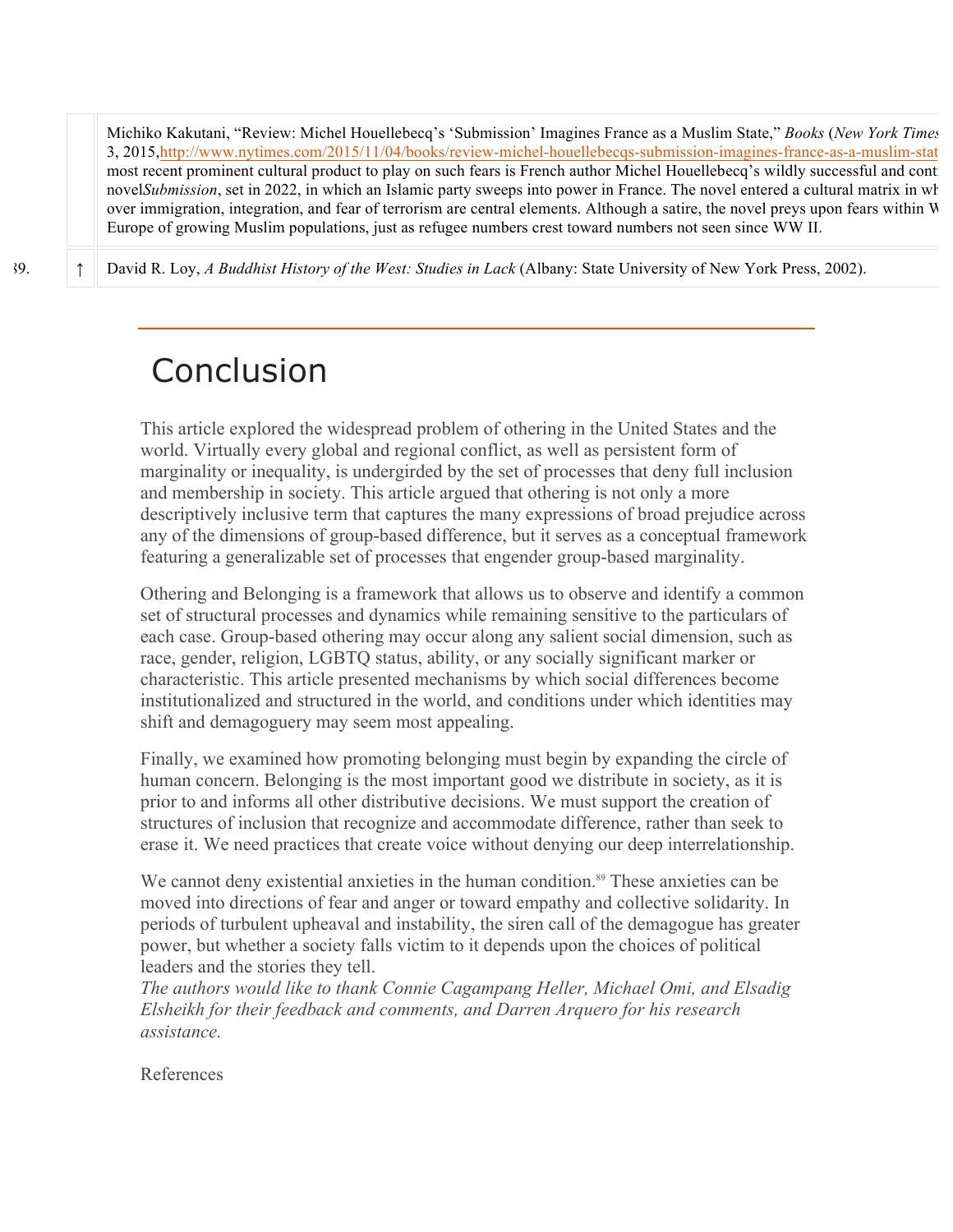Michiko Kakutani, “Review: Michel Houellebecq’s ‘Submission’ Imagines France as a Muslim State,” *Books* (*New York Times* 3, 2015,http://www.nytimes.com/2015/11/04/books/review-michel-houellebecqs-submission-imagines-france-as-a-muslim-stat most recent prominent cultural product to play on such fears is French author Michel Houellebecq’s wildly successful and cont novel*Submission*, set in 2022, in which an Islamic party sweeps into power in France. The novel entered a cultural matrix in wh over immigration, integration, and fear of terrorism are central elements. Although a satire, the novel preys upon fears within W Europe of growing Muslim populations, just as refugee numbers crest toward numbers not seen since WW II.

89. ↑ David R. Loy, *A Buddhist History of the West: Studies in Lack* (Albany: State University of New York Press, 2002).

# Conclusion

This article explored the widespread problem of othering in the United States and the world. Virtually every global and regional conflict, as well as persistent form of marginality or inequality, is undergirded by the set of processes that deny full inclusion and membership in society. This article argued that othering is not only a more descriptively inclusive term that captures the many expressions of broad prejudice across any of the dimensions of group-based difference, but it serves as a conceptual framework featuring a generalizable set of processes that engender group-based marginality.

Othering and Belonging is a framework that allows us to observe and identify a common set of structural processes and dynamics while remaining sensitive to the particulars of each case. Group-based othering may occur along any salient social dimension, such as race, gender, religion, LGBTQ status, ability, or any socially significant marker or characteristic. This article presented mechanisms by which social differences become institutionalized and structured in the world, and conditions under which identities may shift and demagoguery may seem most appealing.

Finally, we examined how promoting belonging must begin by expanding the circle of human concern. Belonging is the most important good we distribute in society, as it is prior to and informs all other distributive decisions. We must support the creation of structures of inclusion that recognize and accommodate difference, rather than seek to erase it. We need practices that create voice without denying our deep interrelationship.

We cannot deny existential anxieties in the human condition.[89] These anxieties can be moved into directions of fear and anger or toward empathy and collective solidarity. In periods of turbulent upheaval and instability, the siren call of the demagogue has greater power, but whether a society falls victim to it depends upon the choices of political leaders and the stories they tell.

*The authors would like to thank Connie Cagampang Heller, Michael Omi, and Elsadig Elsheikh for their feedback and comments, and Darren Arquero for his research assistance.*

References